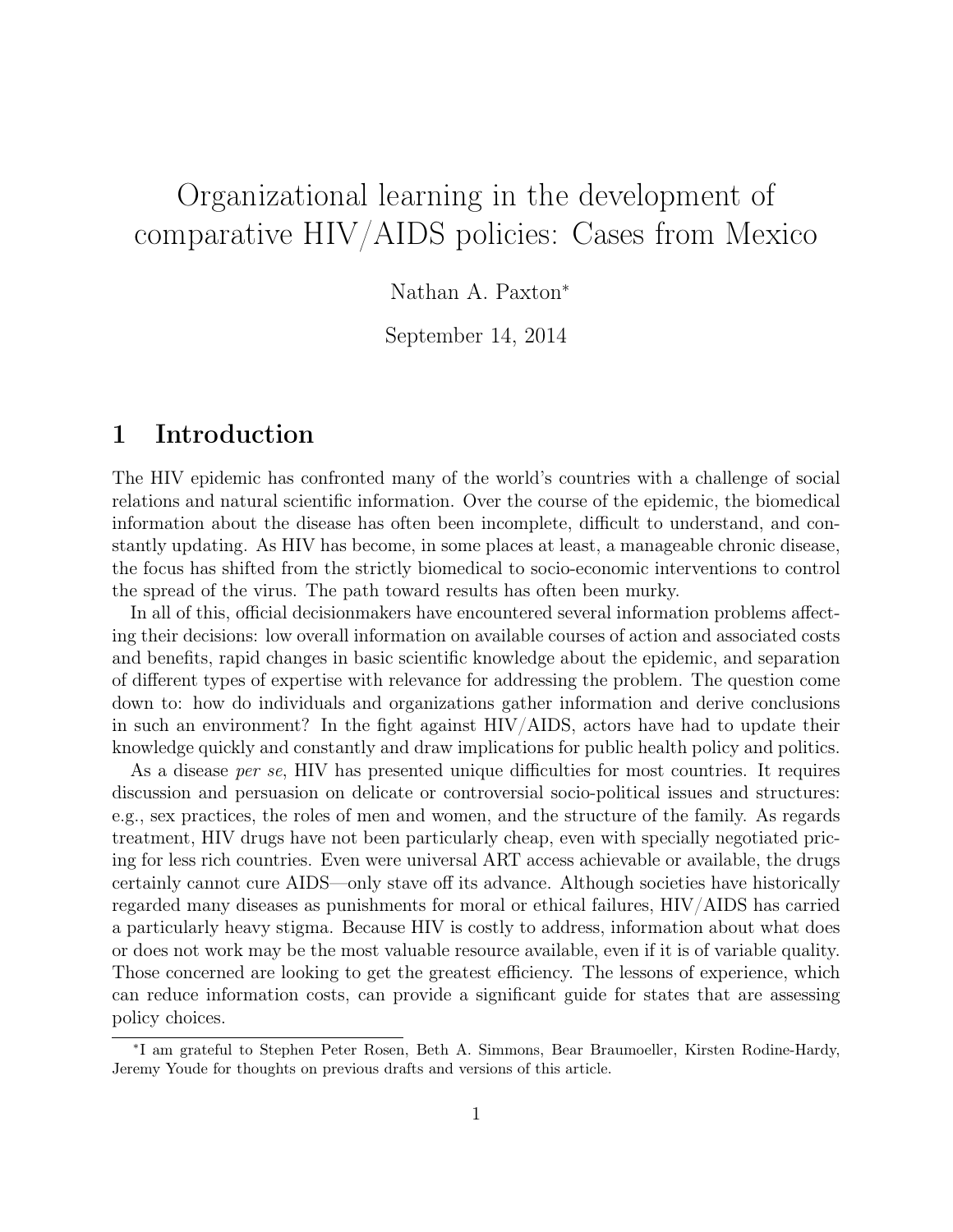# Organizational learning in the development of comparative HIV/AIDS policies: Cases from Mexico

Nathan A. Paxton*

September 14, 2014

## 1 Introduction

The HIV epidemic has confronted many of the world's countries with a challenge of social relations and natural scientific information. Over the course of the epidemic, the biomedical information about the disease has often been incomplete, difficult to understand, and constantly updating. As HIV has become, in some places at least, a manageable chronic disease, the focus has shifted from the strictly biomedical to socio-economic interventions to control the spread of the virus. The path toward results has often been murky.

In all of this, official decisionmakers have encountered several information problems affecting their decisions: low overall information on available courses of action and associated costs and benefits, rapid changes in basic scientific knowledge about the epidemic, and separation of different types of expertise with relevance for addressing the problem. The question come down to: how do individuals and organizations gather information and derive conclusions in such an environment? In the fight against HIV/AIDS, actors have had to update their knowledge quickly and constantly and draw implications for public health policy and politics.

As a disease *per se*, HIV has presented unique difficulties for most countries. It requires discussion and persuasion on delicate or controversial socio-political issues and structures: e.g., sex practices, the roles of men and women, and the structure of the family. As regards treatment, HIV drugs have not been particularly cheap, even with specially negotiated pricing for less rich countries. Even were universal ART access achievable or available, the drugs certainly cannot cure AIDS—only stave off its advance. Although societies have historically regarded many diseases as punishments for moral or ethical failures, HIV/AIDS has carried a particularly heavy stigma. Because HIV is costly to address, information about what does or does not work may be the most valuable resource available, even if it is of variable quality. Those concerned are looking to get the greatest efficiency. The lessons of experience, which can reduce information costs, can provide a significant guide for states that are assessing policy choices.

*I am grateful to Stephen Peter Rosen, Beth A. Simmons, Bear Braumoeller, Kirsten Rodine-Hardy, Jeremy Youde for thoughts on previous drafts and versions of this article.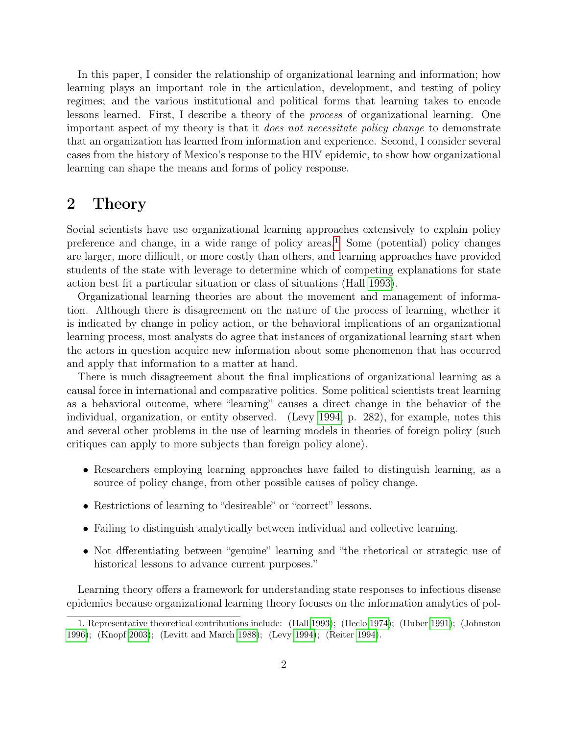In this paper, I consider the relationship of organizational learning and information; how learning plays an important role in the articulation, development, and testing of policy regimes; and the various institutional and political forms that learning takes to encode lessons learned. First, I describe a theory of the *process* of organizational learning. One important aspect of my theory is that it *does not necessitate policy change* to demonstrate that an organization has learned from information and experience. Second, I consider several cases from the history of Mexico's response to the HIV epidemic, to show how organizational learning can shape the means and forms of policy response.

## 2 Theory

Social scientists have use organizational learning approaches extensively to explain policy preference and change, in a wide range of policy areas.[1] Some (potential) policy changes are larger, more difficult, or more costly than others, and learning approaches have provided students of the state with leverage to determine which of competing explanations for state action best fit a particular situation or class of situations (Hall 1993).

Organizational learning theories are about the movement and management of information. Although there is disagreement on the nature of the process of learning, whether it is indicated by change in policy action, or the behavioral implications of an organizational learning process, most analysts do agree that instances of organizational learning start when the actors in question acquire new information about some phenomenon that has occurred and apply that information to a matter at hand.

There is much disagreement about the final implications of organizational learning as a causal force in international and comparative politics. Some political scientists treat learning as a behavioral outcome, where "learning" causes a direct change in the behavior of the individual, organization, or entity observed. (Levy 1994, p. 282), for example, notes this and several other problems in the use of learning models in theories of foreign policy (such critiques can apply to more subjects than foreign policy alone).

- Researchers employing learning approaches have failed to distinguish learning, as a source of policy change, from other possible causes of policy change.
- Restrictions of learning to "desireable" or "correct" lessons.
- Failing to distinguish analytically between individual and collective learning.
- Not dfferentiating between "genuine" learning and "the rhetorical or strategic use of historical lessons to advance current purposes."

Learning theory offers a framework for understanding state responses to infectious disease epidemics because organizational learning theory focuses on the information analytics of pol-

1. Representative theoretical contributions include: (Hall 1993); (Heclo 1974); (Huber 1991); (Johnston 1996); (Knopf 2003); (Levitt and March 1988); (Levy 1994); (Reiter 1994).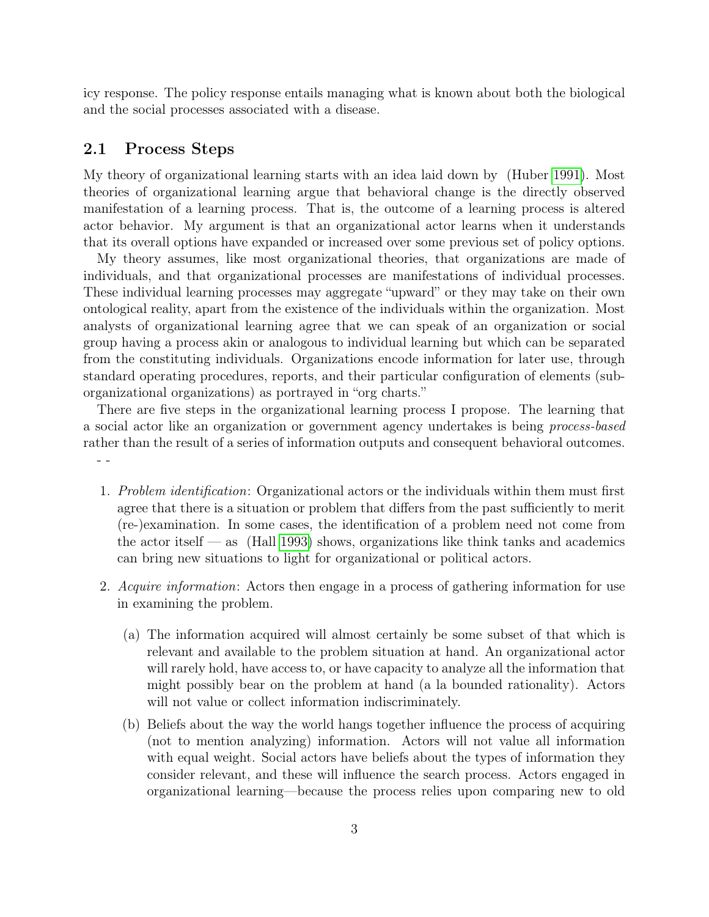icy response. The policy response entails managing what is known about both the biological and the social processes associated with a disease.

## 2.1 Process Steps

My theory of organizational learning starts with an idea laid down by (Huber 1991). Most theories of organizational learning argue that behavioral change is the directly observed manifestation of a learning process. That is, the outcome of a learning process is altered actor behavior. My argument is that an organizational actor learns when it understands that its overall options have expanded or increased over some previous set of policy options.

My theory assumes, like most organizational theories, that organizations are made of individuals, and that organizational processes are manifestations of individual processes. These individual learning processes may aggregate "upward" or they may take on their own ontological reality, apart from the existence of the individuals within the organization. Most analysts of organizational learning agree that we can speak of an organization or social group having a process akin or analogous to individual learning but which can be separated from the constituting individuals. Organizations encode information for later use, through standard operating procedures, reports, and their particular configuration of elements (sub-organizational organizations) as portrayed in "org charts."

There are five steps in the organizational learning process I propose. The learning that a social actor like an organization or government agency undertakes is being *process-based* rather than the result of a series of information outputs and consequent behavioral outcomes.

- -

1. *Problem identification*: Organizational actors or the individuals within them must first agree that there is a situation or problem that differs from the past sufficiently to merit (re-)examination. In some cases, the identification of a problem need not come from the actor itself — as (Hall 1993) shows, organizations like think tanks and academics can bring new situations to light for organizational or political actors.

2. *Acquire information*: Actors then engage in a process of gathering information for use in examining the problem.

   (a) The information acquired will almost certainly be some subset of that which is relevant and available to the problem situation at hand. An organizational actor will rarely hold, have access to, or have capacity to analyze all the information that might possibly bear on the problem at hand (a la bounded rationality). Actors will not value or collect information indiscriminately.

   (b) Beliefs about the way the world hangs together influence the process of acquiring (not to mention analyzing) information. Actors will not value all information with equal weight. Social actors have beliefs about the types of information they consider relevant, and these will influence the search process. Actors engaged in organizational learning—because the process relies upon comparing new to old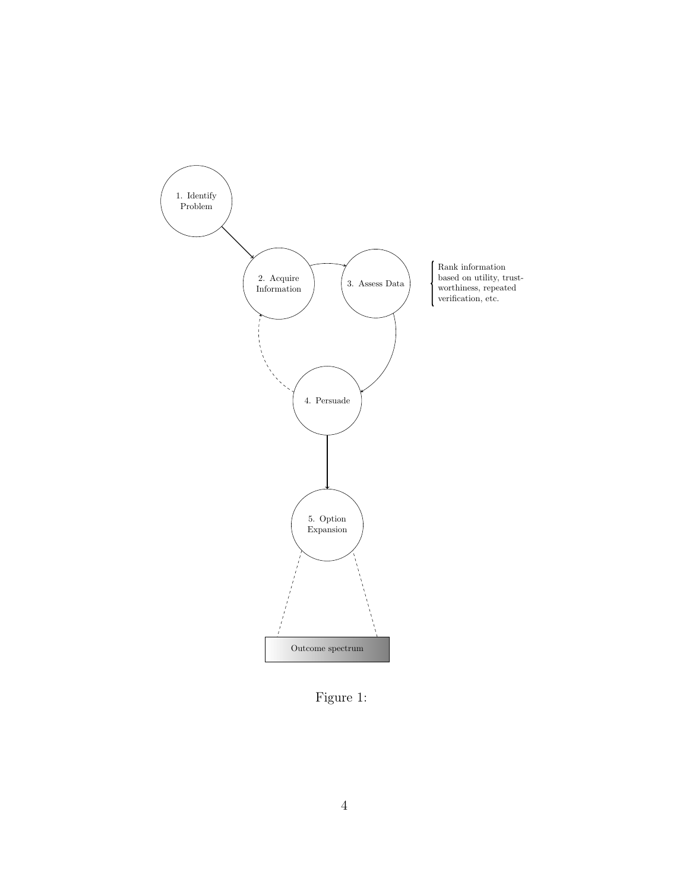1. Identify Problem

2. Acquire Information

3. Assess Data

Rank information based on utility, trustworthiness, repeated verification, etc.

4. Persuade

5. Option Expansion

Outcome spectrum

Figure 1: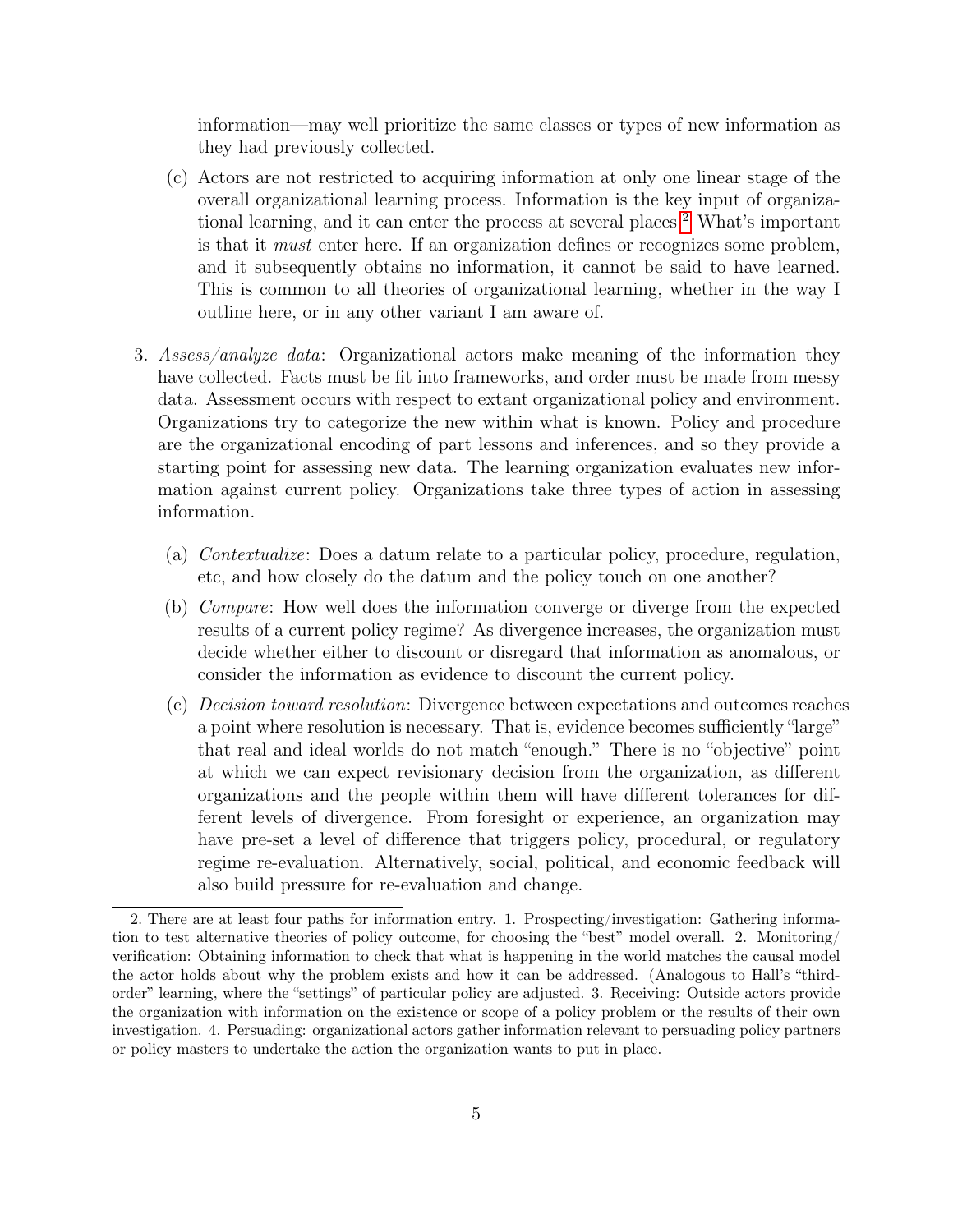information—may well prioritize the same classes or types of new information as they had previously collected.

   (c) Actors are not restricted to acquiring information at only one linear stage of the overall organizational learning process. Information is the key input of organizational learning, and it can enter the process at several places.[2] What's important is that it *must* enter here. If an organization defines or recognizes some problem, and it subsequently obtains no information, it cannot be said to have learned. This is common to all theories of organizational learning, whether in the way I outline here, or in any other variant I am aware of.

3. *Assess/analyze data*: Organizational actors make meaning of the information they have collected. Facts must be fit into frameworks, and order must be made from messy data. Assessment occurs with respect to extant organizational policy and environment. Organizations try to categorize the new within what is known. Policy and procedure are the organizational encoding of part lessons and inferences, and so they provide a starting point for assessing new data. The learning organization evaluates new information against current policy. Organizations take three types of action in assessing information.

   (a) *Contextualize*: Does a datum relate to a particular policy, procedure, regulation, etc, and how closely do the datum and the policy touch on one another?

   (b) *Compare*: How well does the information converge or diverge from the expected results of a current policy regime? As divergence increases, the organization must decide whether either to discount or disregard that information as anomalous, or consider the information as evidence to discount the current policy.

   (c) *Decision toward resolution*: Divergence between expectations and outcomes reaches a point where resolution is necessary. That is, evidence becomes sufficiently "large" that real and ideal worlds do not match "enough." There is no "objective" point at which we can expect revisionary decision from the organization, as different organizations and the people within them will have different tolerances for different levels of divergence. From foresight or experience, an organization may have pre-set a level of difference that triggers policy, procedural, or regulatory regime re-evaluation. Alternatively, social, political, and economic feedback will also build pressure for re-evaluation and change.

---

2. There are at least four paths for information entry. 1. Prospecting/investigation: Gathering information to test alternative theories of policy outcome, for choosing the "best" model overall. 2. Monitoring/verification: Obtaining information to check that what is happening in the world matches the causal model the actor holds about why the problem exists and how it can be addressed. (Analogous to Hall's "third-order" learning, where the "settings" of particular policy are adjusted. 3. Receiving: Outside actors provide the organization with information on the existence or scope of a policy problem or the results of their own investigation. 4. Persuading: organizational actors gather information relevant to persuading policy partners or policy masters to undertake the action the organization wants to put in place.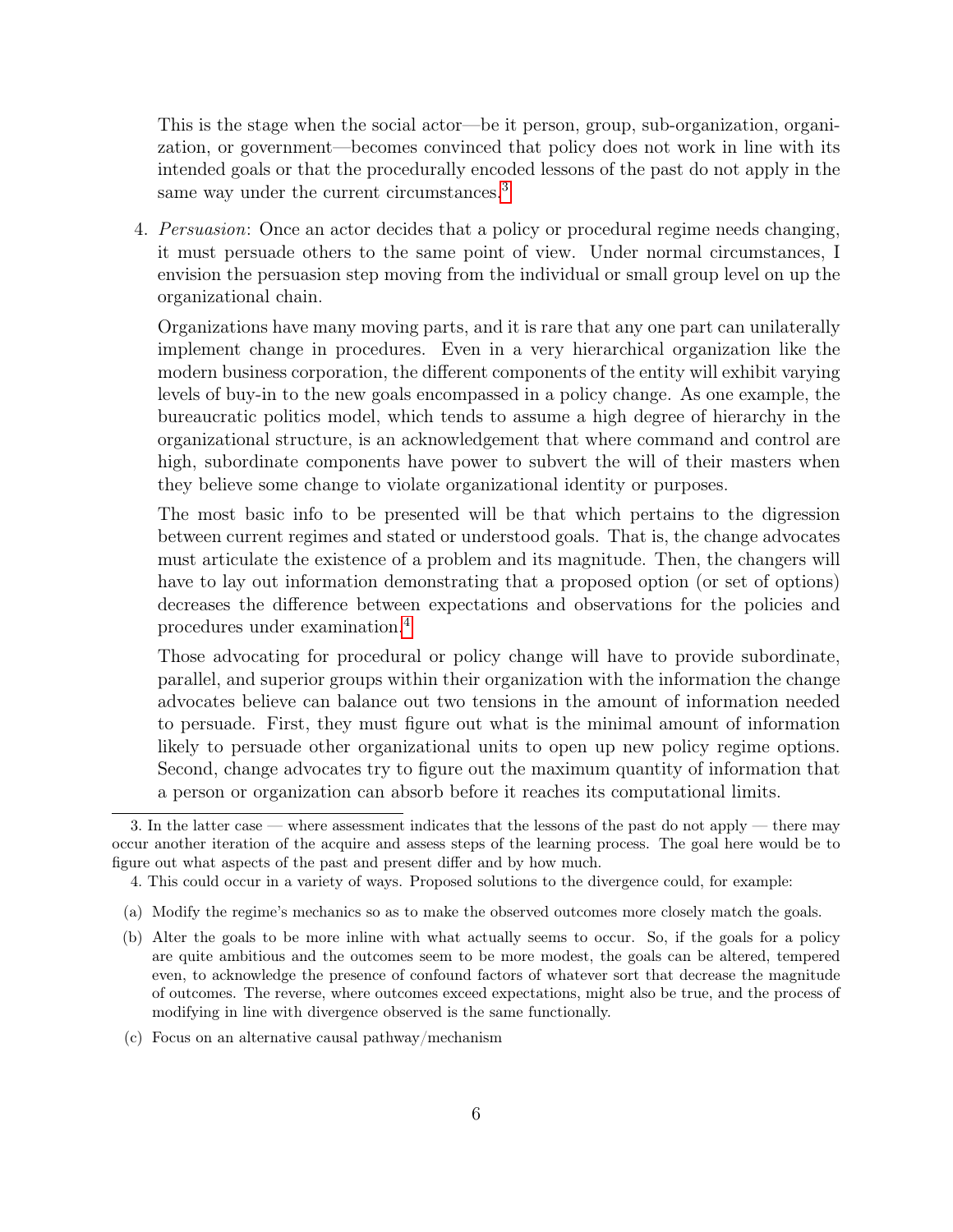This is the stage when the social actor—be it person, group, sub-organization, organization, or government—becomes convinced that policy does not work in line with its intended goals or that the procedurally encoded lessons of the past do not apply in the same way under the current circumstances.[3]

4. *Persuasion*: Once an actor decides that a policy or procedural regime needs changing, it must persuade others to the same point of view. Under normal circumstances, I envision the persuasion step moving from the individual or small group level on up the organizational chain.

   Organizations have many moving parts, and it is rare that any one part can unilaterally implement change in procedures. Even in a very hierarchical organization like the modern business corporation, the different components of the entity will exhibit varying levels of buy-in to the new goals encompassed in a policy change. As one example, the bureaucratic politics model, which tends to assume a high degree of hierarchy in the organizational structure, is an acknowledgement that where command and control are high, subordinate components have power to subvert the will of their masters when they believe some change to violate organizational identity or purposes.

   The most basic info to be presented will be that which pertains to the digression between current regimes and stated or understood goals. That is, the change advocates must articulate the existence of a problem and its magnitude. Then, the changers will have to lay out information demonstrating that a proposed option (or set of options) decreases the difference between expectations and observations for the policies and procedures under examination.[4]

   Those advocating for procedural or policy change will have to provide subordinate, parallel, and superior groups within their organization with the information the change advocates believe can balance out two tensions in the amount of information needed to persuade. First, they must figure out what is the minimal amount of information likely to persuade other organizational units to open up new policy regime options. Second, change advocates try to figure out the maximum quantity of information that a person or organization can absorb before it reaches its computational limits.

---

3. In the latter case — where assessment indicates that the lessons of the past do not apply — there may occur another iteration of the acquire and assess steps of the learning process. The goal here would be to figure out what aspects of the past and present differ and by how much.

4. This could occur in a variety of ways. Proposed solutions to the divergence could, for example:

(a) Modify the regime's mechanics so as to make the observed outcomes more closely match the goals.

(b) Alter the goals to be more inline with what actually seems to occur. So, if the goals for a policy are quite ambitious and the outcomes seem to be more modest, the goals can be altered, tempered even, to acknowledge the presence of confound factors of whatever sort that decrease the magnitude of outcomes. The reverse, where outcomes exceed expectations, might also be true, and the process of modifying in line with divergence observed is the same functionally.

(c) Focus on an alternative causal pathway/mechanism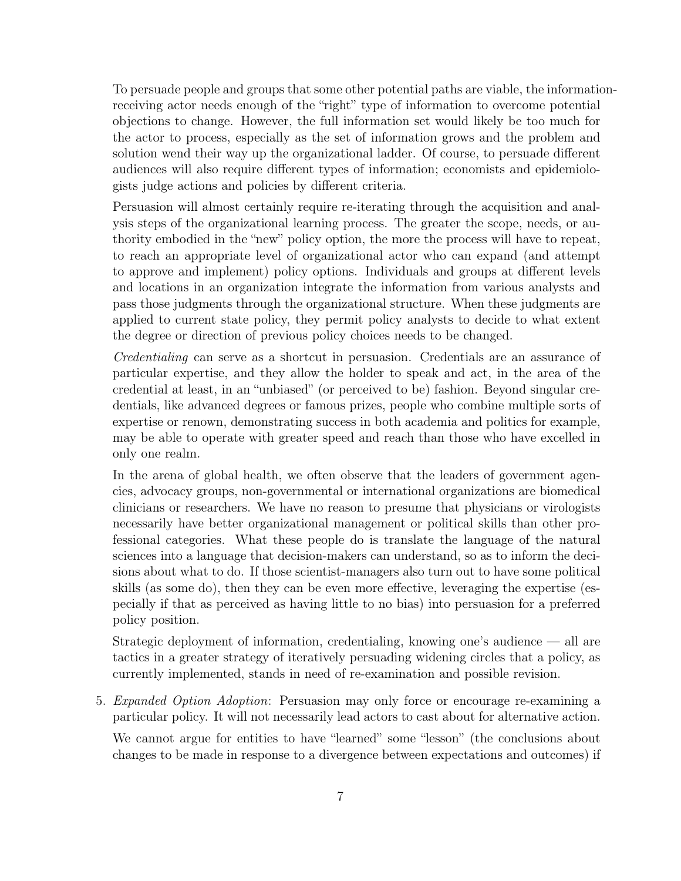To persuade people and groups that some other potential paths are viable, the information-receiving actor needs enough of the "right" type of information to overcome potential objections to change. However, the full information set would likely be too much for the actor to process, especially as the set of information grows and the problem and solution wend their way up the organizational ladder. Of course, to persuade different audiences will also require different types of information; economists and epidemiologists judge actions and policies by different criteria.

Persuasion will almost certainly require re-iterating through the acquisition and analysis steps of the organizational learning process. The greater the scope, needs, or authority embodied in the "new" policy option, the more the process will have to repeat, to reach an appropriate level of organizational actor who can expand (and attempt to approve and implement) policy options. Individuals and groups at different levels and locations in an organization integrate the information from various analysts and pass those judgments through the organizational structure. When these judgments are applied to current state policy, they permit policy analysts to decide to what extent the degree or direction of previous policy choices needs to be changed.

*Credentialing* can serve as a shortcut in persuasion. Credentials are an assurance of particular expertise, and they allow the holder to speak and act, in the area of the credential at least, in an "unbiased" (or perceived to be) fashion. Beyond singular credentials, like advanced degrees or famous prizes, people who combine multiple sorts of expertise or renown, demonstrating success in both academia and politics for example, may be able to operate with greater speed and reach than those who have excelled in only one realm.

In the arena of global health, we often observe that the leaders of government agencies, advocacy groups, non-governmental or international organizations are biomedical clinicians or researchers. We have no reason to presume that physicians or virologists necessarily have better organizational management or political skills than other professional categories. What these people do is translate the language of the natural sciences into a language that decision-makers can understand, so as to inform the decisions about what to do. If those scientist-managers also turn out to have some political skills (as some do), then they can be even more effective, leveraging the expertise (especially if that as perceived as having little to no bias) into persuasion for a preferred policy position.

Strategic deployment of information, credentialing, knowing one's audience — all are tactics in a greater strategy of iteratively persuading widening circles that a policy, as currently implemented, stands in need of re-examination and possible revision.

5. *Expanded Option Adoption*: Persuasion may only force or encourage re-examining a particular policy. It will not necessarily lead actors to cast about for alternative action.

   We cannot argue for entities to have "learned" some "lesson" (the conclusions about changes to be made in response to a divergence between expectations and outcomes) if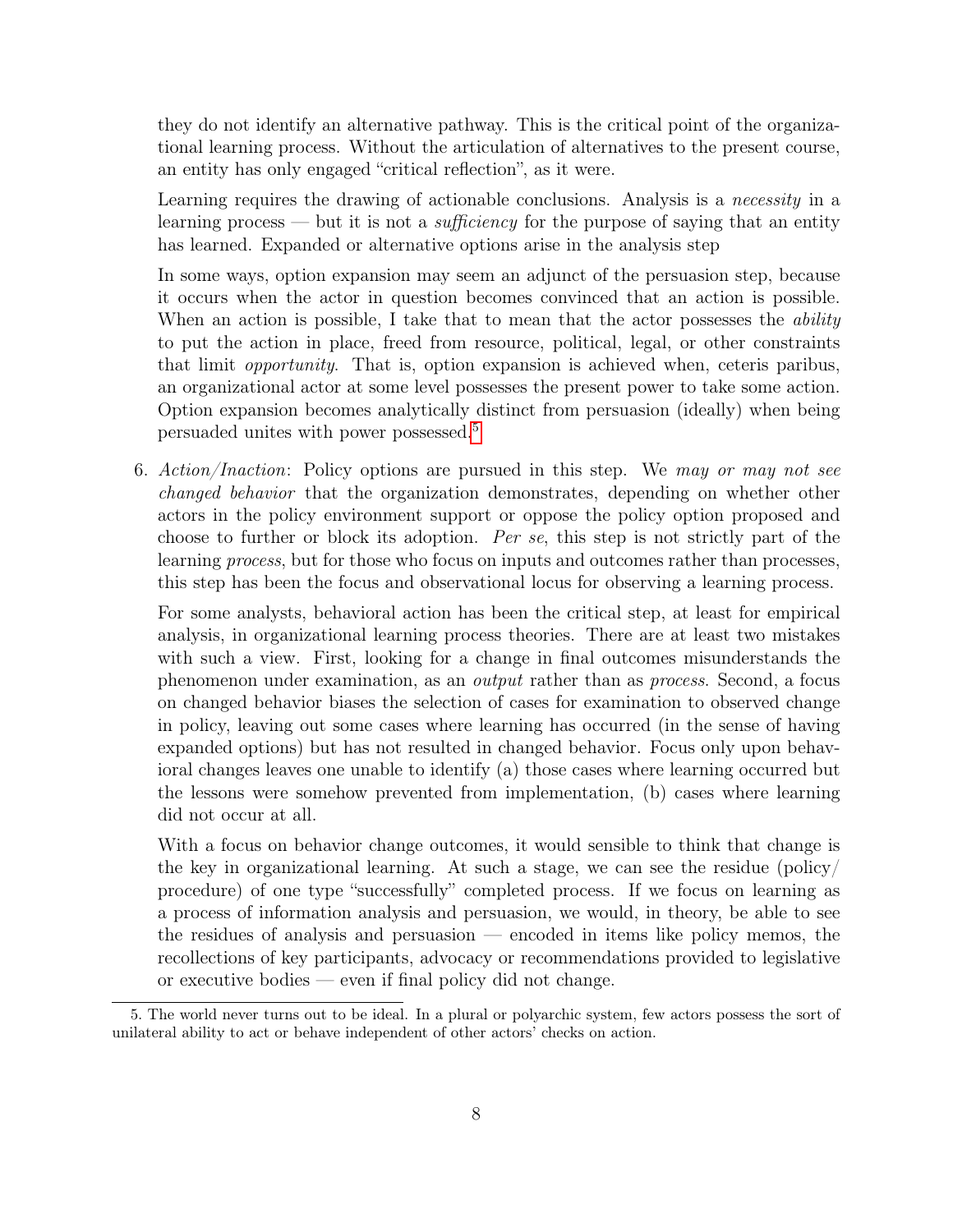they do not identify an alternative pathway. This is the critical point of the organizational learning process. Without the articulation of alternatives to the present course, an entity has only engaged "critical reflection", as it were.

Learning requires the drawing of actionable conclusions. Analysis is a *necessity* in a learning process — but it is not a *sufficiency* for the purpose of saying that an entity has learned. Expanded or alternative options arise in the analysis step

In some ways, option expansion may seem an adjunct of the persuasion step, because it occurs when the actor in question becomes convinced that an action is possible. When an action is possible, I take that to mean that the actor possesses the *ability* to put the action in place, freed from resource, political, legal, or other constraints that limit *opportunity*. That is, option expansion is achieved when, ceteris paribus, an organizational actor at some level possesses the present power to take some action. Option expansion becomes analytically distinct from persuasion (ideally) when being persuaded unites with power possessed.[5]

6. *Action/Inaction*: Policy options are pursued in this step. We *may or may not see changed behavior* that the organization demonstrates, depending on whether other actors in the policy environment support or oppose the policy option proposed and choose to further or block its adoption. *Per se*, this step is not strictly part of the learning *process*, but for those who focus on inputs and outcomes rather than processes, this step has been the focus and observational locus for observing a learning process.

   For some analysts, behavioral action has been the critical step, at least for empirical analysis, in organizational learning process theories. There are at least two mistakes with such a view. First, looking for a change in final outcomes misunderstands the phenomenon under examination, as an *output* rather than as *process*. Second, a focus on changed behavior biases the selection of cases for examination to observed change in policy, leaving out some cases where learning has occurred (in the sense of having expanded options) but has not resulted in changed behavior. Focus only upon behavioral changes leaves one unable to identify (a) those cases where learning occurred but the lessons were somehow prevented from implementation, (b) cases where learning did not occur at all.

   With a focus on behavior change outcomes, it would sensible to think that change is the key in organizational learning. At such a stage, we can see the residue (policy/procedure) of one type "successfully" completed process. If we focus on learning as a process of information analysis and persuasion, we would, in theory, be able to see the residues of analysis and persuasion — encoded in items like policy memos, the recollections of key participants, advocacy or recommendations provided to legislative or executive bodies — even if final policy did not change.

5. The world never turns out to be ideal. In a plural or polyarchic system, few actors possess the sort of unilateral ability to act or behave independent of other actors' checks on action.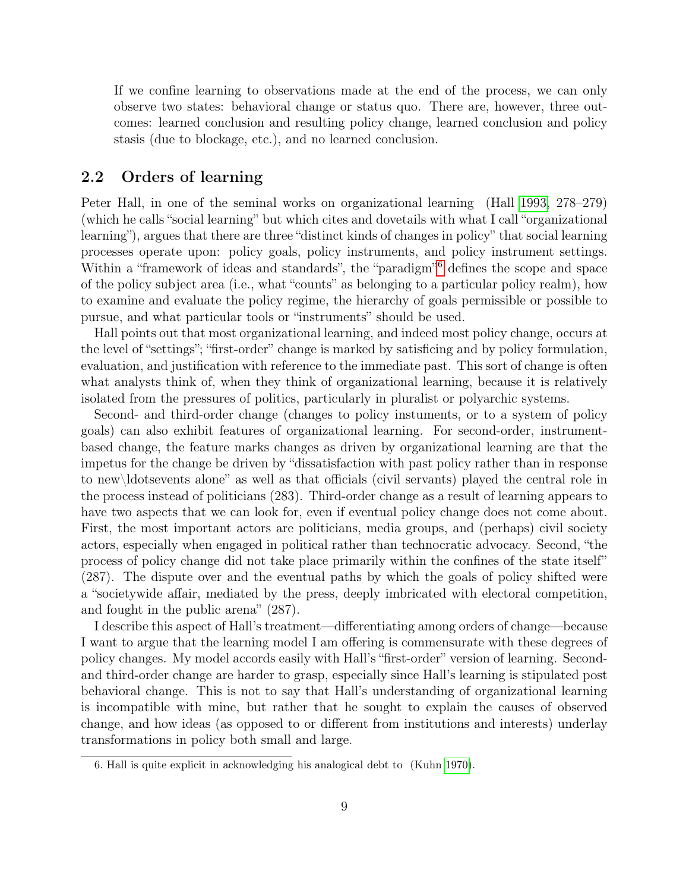If we confine learning to observations made at the end of the process, we can only observe two states: behavioral change or status quo. There are, however, three outcomes: learned conclusion and resulting policy change, learned conclusion and policy stasis (due to blockage, etc.), and no learned conclusion.

## 2.2 Orders of learning

Peter Hall, in one of the seminal works on organizational learning (Hall 1993, 278–279) (which he calls "social learning" but which cites and dovetails with what I call "organizational learning"), argues that there are three "distinct kinds of changes in policy" that social learning processes operate upon: policy goals, policy instruments, and policy instrument settings. Within a "framework of ideas and standards", the "paradigm"[6] defines the scope and space of the policy subject area (i.e., what "counts" as belonging to a particular policy realm), how to examine and evaluate the policy regime, the hierarchy of goals permissible or possible to pursue, and what particular tools or "instruments" should be used.

Hall points out that most organizational learning, and indeed most policy change, occurs at the level of "settings"; "first-order" change is marked by satisficing and by policy formulation, evaluation, and justification with reference to the immediate past. This sort of change is often what analysts think of, when they think of organizational learning, because it is relatively isolated from the pressures of politics, particularly in pluralist or polyarchic systems.

Second- and third-order change (changes to policy instuments, or to a system of policy goals) can also exhibit features of organizational learning. For second-order, instrument-based change, the feature marks changes as driven by organizational learning are that the impetus for the change be driven by "dissatisfaction with past policy rather than in response to new\ldotsevents alone" as well as that officials (civil servants) played the central role in the process instead of politicians (283). Third-order change as a result of learning appears to have two aspects that we can look for, even if eventual policy change does not come about. First, the most important actors are politicians, media groups, and (perhaps) civil society actors, especially when engaged in political rather than technocratic advocacy. Second, "the process of policy change did not take place primarily within the confines of the state itself" (287). The dispute over and the eventual paths by which the goals of policy shifted were a "societywide affair, mediated by the press, deeply imbricated with electoral competition, and fought in the public arena" (287).

I describe this aspect of Hall's treatment—differentiating among orders of change—because I want to argue that the learning model I am offering is commensurate with these degrees of policy changes. My model accords easily with Hall's "first-order" version of learning. Second- and third-order change are harder to grasp, especially since Hall's learning is stipulated post behavioral change. This is not to say that Hall's understanding of organizational learning is incompatible with mine, but rather that he sought to explain the causes of observed change, and how ideas (as opposed to or different from institutions and interests) underlay transformations in policy both small and large.

6. Hall is quite explicit in acknowledging his analogical debt to (Kuhn 1970).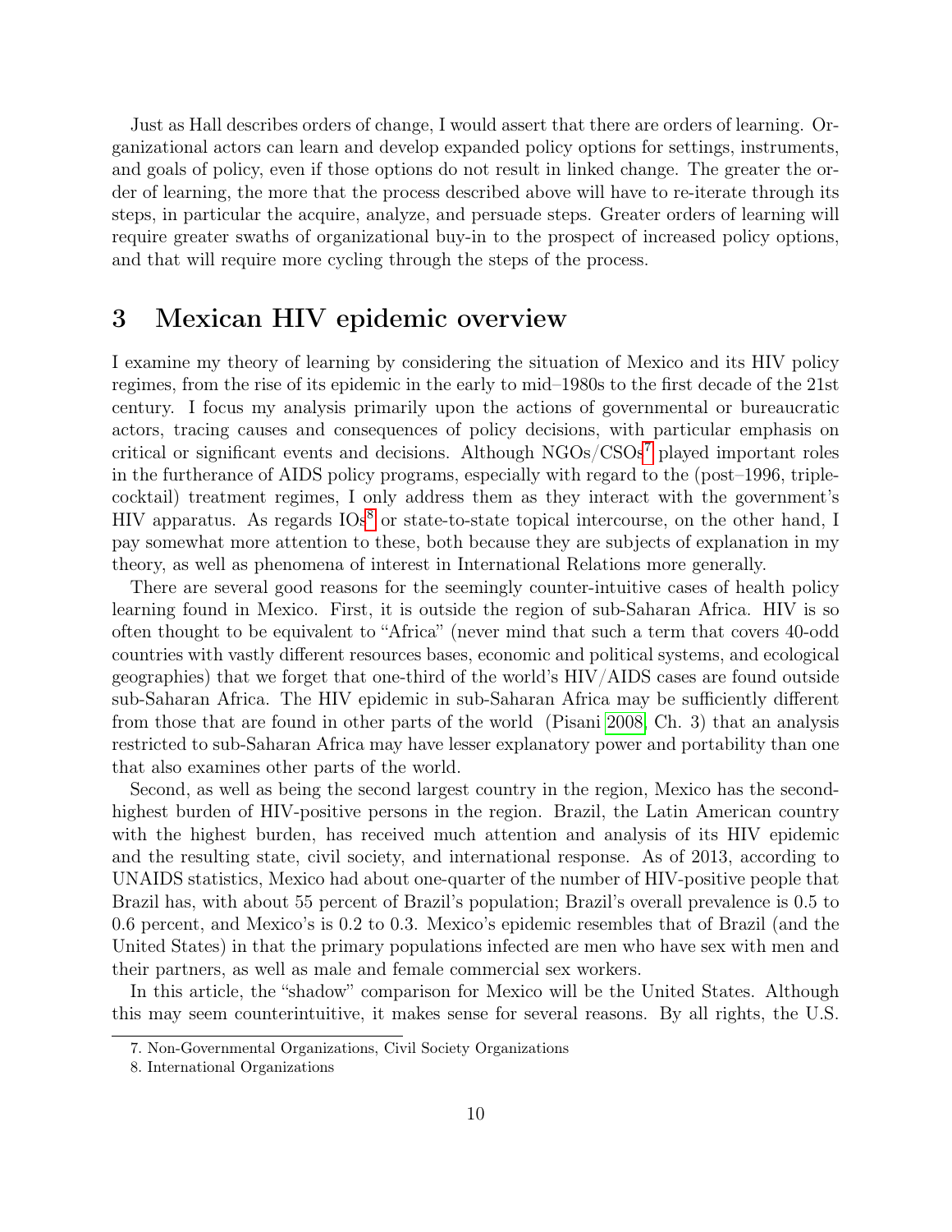Just as Hall describes orders of change, I would assert that there are orders of learning. Organizational actors can learn and develop expanded policy options for settings, instruments, and goals of policy, even if those options do not result in linked change. The greater the order of learning, the more that the process described above will have to re-iterate through its steps, in particular the acquire, analyze, and persuade steps. Greater orders of learning will require greater swaths of organizational buy-in to the prospect of increased policy options, and that will require more cycling through the steps of the process.

## 3 Mexican HIV epidemic overview

I examine my theory of learning by considering the situation of Mexico and its HIV policy regimes, from the rise of its epidemic in the early to mid–1980s to the first decade of the 21st century. I focus my analysis primarily upon the actions of governmental or bureaucratic actors, tracing causes and consequences of policy decisions, with particular emphasis on critical or significant events and decisions. Although NGOs/CSOs[7] played important roles in the furtherance of AIDS policy programs, especially with regard to the (post–1996, triple-cocktail) treatment regimes, I only address them as they interact with the government's HIV apparatus. As regards IOs[8] or state-to-state topical intercourse, on the other hand, I pay somewhat more attention to these, both because they are subjects of explanation in my theory, as well as phenomena of interest in International Relations more generally.

There are several good reasons for the seemingly counter-intuitive cases of health policy learning found in Mexico. First, it is outside the region of sub-Saharan Africa. HIV is so often thought to be equivalent to "Africa" (never mind that such a term that covers 40-odd countries with vastly different resources bases, economic and political systems, and ecological geographies) that we forget that one-third of the world's HIV/AIDS cases are found outside sub-Saharan Africa. The HIV epidemic in sub-Saharan Africa may be sufficiently different from those that are found in other parts of the world (Pisani 2008, Ch. 3) that an analysis restricted to sub-Saharan Africa may have lesser explanatory power and portability than one that also examines other parts of the world.

Second, as well as being the second largest country in the region, Mexico has the second-highest burden of HIV-positive persons in the region. Brazil, the Latin American country with the highest burden, has received much attention and analysis of its HIV epidemic and the resulting state, civil society, and international response. As of 2013, according to UNAIDS statistics, Mexico had about one-quarter of the number of HIV-positive people that Brazil has, with about 55 percent of Brazil's population; Brazil's overall prevalence is 0.5 to 0.6 percent, and Mexico's is 0.2 to 0.3. Mexico's epidemic resembles that of Brazil (and the United States) in that the primary populations infected are men who have sex with men and their partners, as well as male and female commercial sex workers.

In this article, the "shadow" comparison for Mexico will be the United States. Although this may seem counterintuitive, it makes sense for several reasons. By all rights, the U.S.

7. Non-Governmental Organizations, Civil Society Organizations

8. International Organizations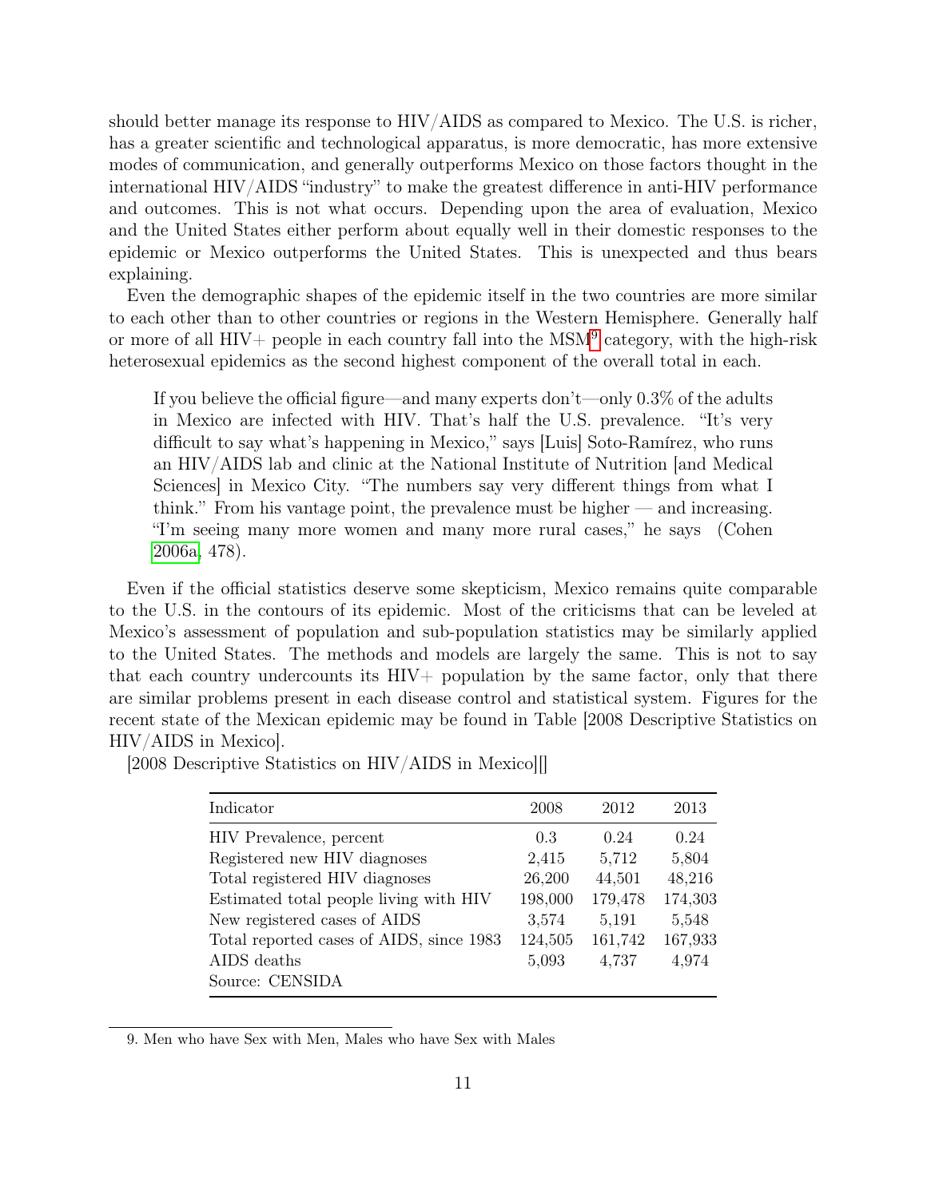should better manage its response to HIV/AIDS as compared to Mexico. The U.S. is richer, has a greater scientific and technological apparatus, is more democratic, has more extensive modes of communication, and generally outperforms Mexico on those factors thought in the international HIV/AIDS "industry" to make the greatest difference in anti-HIV performance and outcomes. This is not what occurs. Depending upon the area of evaluation, Mexico and the United States either perform about equally well in their domestic responses to the epidemic or Mexico outperforms the United States. This is unexpected and thus bears explaining.

Even the demographic shapes of the epidemic itself in the two countries are more similar to each other than to other countries or regions in the Western Hemisphere. Generally half or more of all HIV+ people in each country fall into the MSM[9] category, with the high-risk heterosexual epidemics as the second highest component of the overall total in each.

> If you believe the official figure—and many experts don't—only 0.3% of the adults in Mexico are infected with HIV. That's half the U.S. prevalence. "It's very difficult to say what's happening in Mexico," says [Luis] Soto-Ramírez, who runs an HIV/AIDS lab and clinic at the National Institute of Nutrition [and Medical Sciences] in Mexico City. "The numbers say very different things from what I think." From his vantage point, the prevalence must be higher — and increasing. "I'm seeing many more women and many more rural cases," he says (Cohen 2006a, 478).

Even if the official statistics deserve some skepticism, Mexico remains quite comparable to the U.S. in the contours of its epidemic. Most of the criticisms that can be leveled at Mexico's assessment of population and sub-population statistics may be similarly applied to the United States. The methods and models are largely the same. This is not to say that each country undercounts its HIV+ population by the same factor, only that there are similar problems present in each disease control and statistical system. Figures for the recent state of the Mexican epidemic may be found in Table [2008 Descriptive Statistics on HIV/AIDS in Mexico].

[2008 Descriptive Statistics on HIV/AIDS in Mexico][]

| Indicator | 2008 | 2012 | 2013 |
|---|---|---|---|
| HIV Prevalence, percent | 0.3 | 0.24 | 0.24 |
| Registered new HIV diagnoses | 2,415 | 5,712 | 5,804 |
| Total registered HIV diagnoses | 26,200 | 44,501 | 48,216 |
| Estimated total people living with HIV | 198,000 | 179,478 | 174,303 |
| New registered cases of AIDS | 3,574 | 5,191 | 5,548 |
| Total reported cases of AIDS, since 1983 | 124,505 | 161,742 | 167,933 |
| AIDS deaths | 5,093 | 4,737 | 4,974 |
| Source: CENSIDA | | | |

9. Men who have Sex with Men, Males who have Sex with Males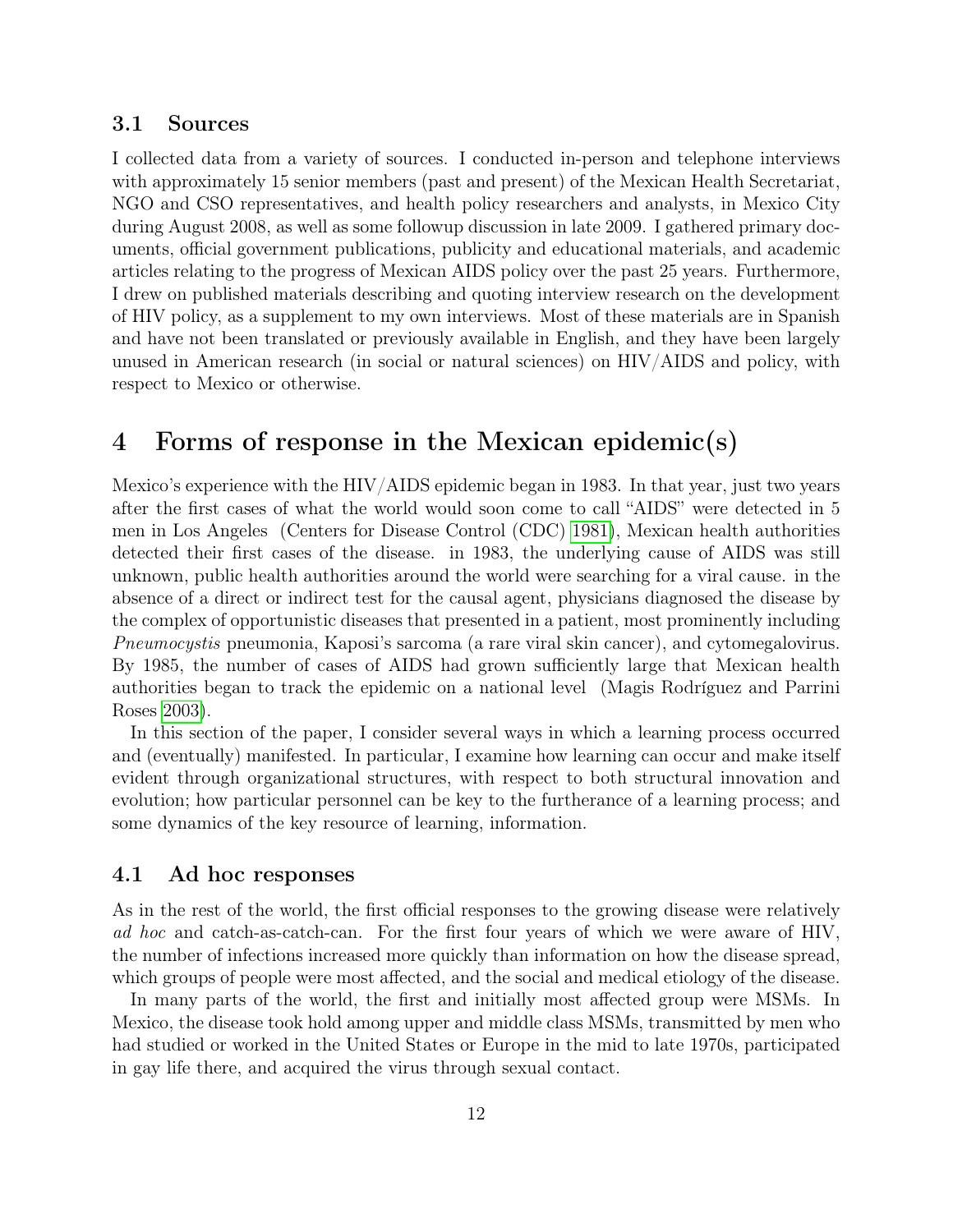### 3.1 Sources

I collected data from a variety of sources. I conducted in-person and telephone interviews with approximately 15 senior members (past and present) of the Mexican Health Secretariat, NGO and CSO representatives, and health policy researchers and analysts, in Mexico City during August 2008, as well as some followup discussion in late 2009. I gathered primary documents, official government publications, publicity and educational materials, and academic articles relating to the progress of Mexican AIDS policy over the past 25 years. Furthermore, I drew on published materials describing and quoting interview research on the development of HIV policy, as a supplement to my own interviews. Most of these materials are in Spanish and have not been translated or previously available in English, and they have been largely unused in American research (in social or natural sciences) on HIV/AIDS and policy, with respect to Mexico or otherwise.

## 4 Forms of response in the Mexican epidemic(s)

Mexico's experience with the HIV/AIDS epidemic began in 1983. In that year, just two years after the first cases of what the world would soon come to call "AIDS" were detected in 5 men in Los Angeles (Centers for Disease Control (CDC) 1981), Mexican health authorities detected their first cases of the disease. in 1983, the underlying cause of AIDS was still unknown, public health authorities around the world were searching for a viral cause. in the absence of a direct or indirect test for the causal agent, physicians diagnosed the disease by the complex of opportunistic diseases that presented in a patient, most prominently including *Pneumocystis* pneumonia, Kaposi's sarcoma (a rare viral skin cancer), and cytomegalovirus. By 1985, the number of cases of AIDS had grown sufficiently large that Mexican health authorities began to track the epidemic on a national level (Magis Rodríguez and Parrini Roses 2003).

In this section of the paper, I consider several ways in which a learning process occurred and (eventually) manifested. In particular, I examine how learning can occur and make itself evident through organizational structures, with respect to both structural innovation and evolution; how particular personnel can be key to the furtherance of a learning process; and some dynamics of the key resource of learning, information.

### 4.1 Ad hoc responses

As in the rest of the world, the first official responses to the growing disease were relatively *ad hoc* and catch-as-catch-can. For the first four years of which we were aware of HIV, the number of infections increased more quickly than information on how the disease spread, which groups of people were most affected, and the social and medical etiology of the disease.

In many parts of the world, the first and initially most affected group were MSMs. In Mexico, the disease took hold among upper and middle class MSMs, transmitted by men who had studied or worked in the United States or Europe in the mid to late 1970s, participated in gay life there, and acquired the virus through sexual contact.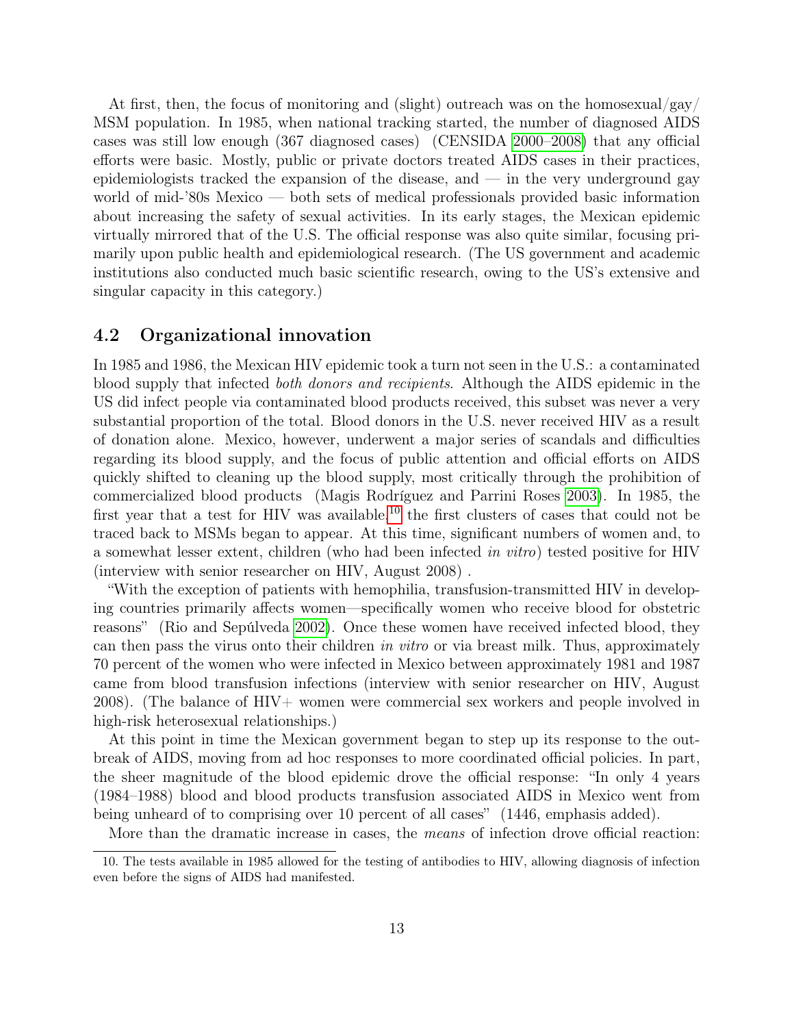At first, then, the focus of monitoring and (slight) outreach was on the homosexual/gay/ MSM population. In 1985, when national tracking started, the number of diagnosed AIDS cases was still low enough (367 diagnosed cases) (CENSIDA 2000–2008) that any official efforts were basic. Mostly, public or private doctors treated AIDS cases in their practices, epidemiologists tracked the expansion of the disease, and — in the very underground gay world of mid-'80s Mexico — both sets of medical professionals provided basic information about increasing the safety of sexual activities. In its early stages, the Mexican epidemic virtually mirrored that of the U.S. The official response was also quite similar, focusing primarily upon public health and epidemiological research. (The US government and academic institutions also conducted much basic scientific research, owing to the US's extensive and singular capacity in this category.)

## 4.2 Organizational innovation

In 1985 and 1986, the Mexican HIV epidemic took a turn not seen in the U.S.: a contaminated blood supply that infected *both donors and recipients*. Although the AIDS epidemic in the US did infect people via contaminated blood products received, this subset was never a very substantial proportion of the total. Blood donors in the U.S. never received HIV as a result of donation alone. Mexico, however, underwent a major series of scandals and difficulties regarding its blood supply, and the focus of public attention and official efforts on AIDS quickly shifted to cleaning up the blood supply, most critically through the prohibition of commercialized blood products (Magis Rodríguez and Parrini Roses 2003). In 1985, the first year that a test for HIV was available,[10] the first clusters of cases that could not be traced back to MSMs began to appear. At this time, significant numbers of women and, to a somewhat lesser extent, children (who had been infected *in vitro*) tested positive for HIV (interview with senior researcher on HIV, August 2008) .

"With the exception of patients with hemophilia, transfusion-transmitted HIV in developing countries primarily affects women—specifically women who receive blood for obstetric reasons" (Rio and Sepúlveda 2002). Once these women have received infected blood, they can then pass the virus onto their children *in vitro* or via breast milk. Thus, approximately 70 percent of the women who were infected in Mexico between approximately 1981 and 1987 came from blood transfusion infections (interview with senior researcher on HIV, August 2008). (The balance of HIV+ women were commercial sex workers and people involved in high-risk heterosexual relationships.)

At this point in time the Mexican government began to step up its response to the outbreak of AIDS, moving from ad hoc responses to more coordinated official policies. In part, the sheer magnitude of the blood epidemic drove the official response: "In only 4 years (1984–1988) blood and blood products transfusion associated AIDS in Mexico went from being unheard of to comprising over 10 percent of all cases" (1446, emphasis added).

More than the dramatic increase in cases, the *means* of infection drove official reaction:

10. The tests available in 1985 allowed for the testing of antibodies to HIV, allowing diagnosis of infection even before the signs of AIDS had manifested.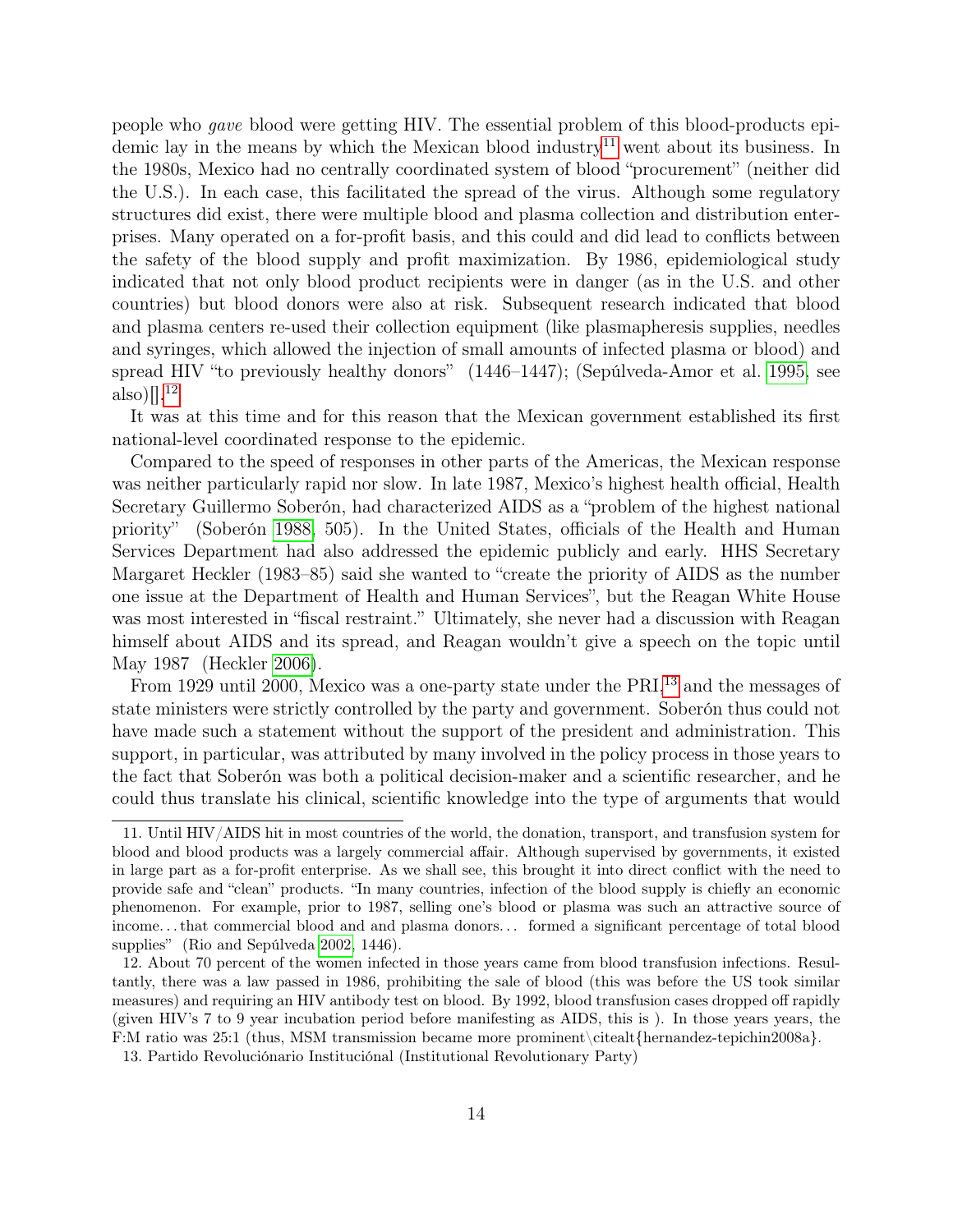people who *gave* blood were getting HIV. The essential problem of this blood-products epidemic lay in the means by which the Mexican blood industry[11] went about its business. In the 1980s, Mexico had no centrally coordinated system of blood "procurement" (neither did the U.S.). In each case, this facilitated the spread of the virus. Although some regulatory structures did exist, there were multiple blood and plasma collection and distribution enterprises. Many operated on a for-profit basis, and this could and did lead to conflicts between the safety of the blood supply and profit maximization. By 1986, epidemiological study indicated that not only blood product recipients were in danger (as in the U.S. and other countries) but blood donors were also at risk. Subsequent research indicated that blood and plasma centers re-used their collection equipment (like plasmapheresis supplies, needles and syringes, which allowed the injection of small amounts of infected plasma or blood) and spread HIV "to previously healthy donors" (1446–1447); (Sepúlveda-Amor et al. 1995, see also)[].[12]

It was at this time and for this reason that the Mexican government established its first national-level coordinated response to the epidemic.

Compared to the speed of responses in other parts of the Americas, the Mexican response was neither particularly rapid nor slow. In late 1987, Mexico's highest health official, Health Secretary Guillermo Soberón, had characterized AIDS as a "problem of the highest national priority" (Soberón 1988, 505). In the United States, officials of the Health and Human Services Department had also addressed the epidemic publicly and early. HHS Secretary Margaret Heckler (1983–85) said she wanted to "create the priority of AIDS as the number one issue at the Department of Health and Human Services", but the Reagan White House was most interested in "fiscal restraint." Ultimately, she never had a discussion with Reagan himself about AIDS and its spread, and Reagan wouldn't give a speech on the topic until May 1987 (Heckler 2006).

From 1929 until 2000, Mexico was a one-party state under the PRI,[13] and the messages of state ministers were strictly controlled by the party and government. Soberón thus could not have made such a statement without the support of the president and administration. This support, in particular, was attributed by many involved in the policy process in those years to the fact that Soberón was both a political decision-maker and a scientific researcher, and he could thus translate his clinical, scientific knowledge into the type of arguments that would

---

11. Until HIV/AIDS hit in most countries of the world, the donation, transport, and transfusion system for blood and blood products was a largely commercial affair. Although supervised by governments, it existed in large part as a for-profit enterprise. As we shall see, this brought it into direct conflict with the need to provide safe and "clean" products. "In many countries, infection of the blood supply is chiefly an economic phenomenon. For example, prior to 1987, selling one's blood or plasma was such an attractive source of income... that commercial blood and and plasma donors... formed a significant percentage of total blood supplies" (Rio and Sepúlveda 2002, 1446).

12. About 70 percent of the women infected in those years came from blood transfusion infections. Resultantly, there was a law passed in 1986, prohibiting the sale of blood (this was before the US took similar measures) and requiring an HIV antibody test on blood. By 1992, blood transfusion cases dropped off rapidly (given HIV's 7 to 9 year incubation period before manifesting as AIDS, this is ). In those years years, the F:M ratio was 25:1 (thus, MSM transmission became more prominent\citealt{hernandez-tepichin2008a}.

13. Partido Revoluciónario Instituciónal (Institutional Revolutionary Party)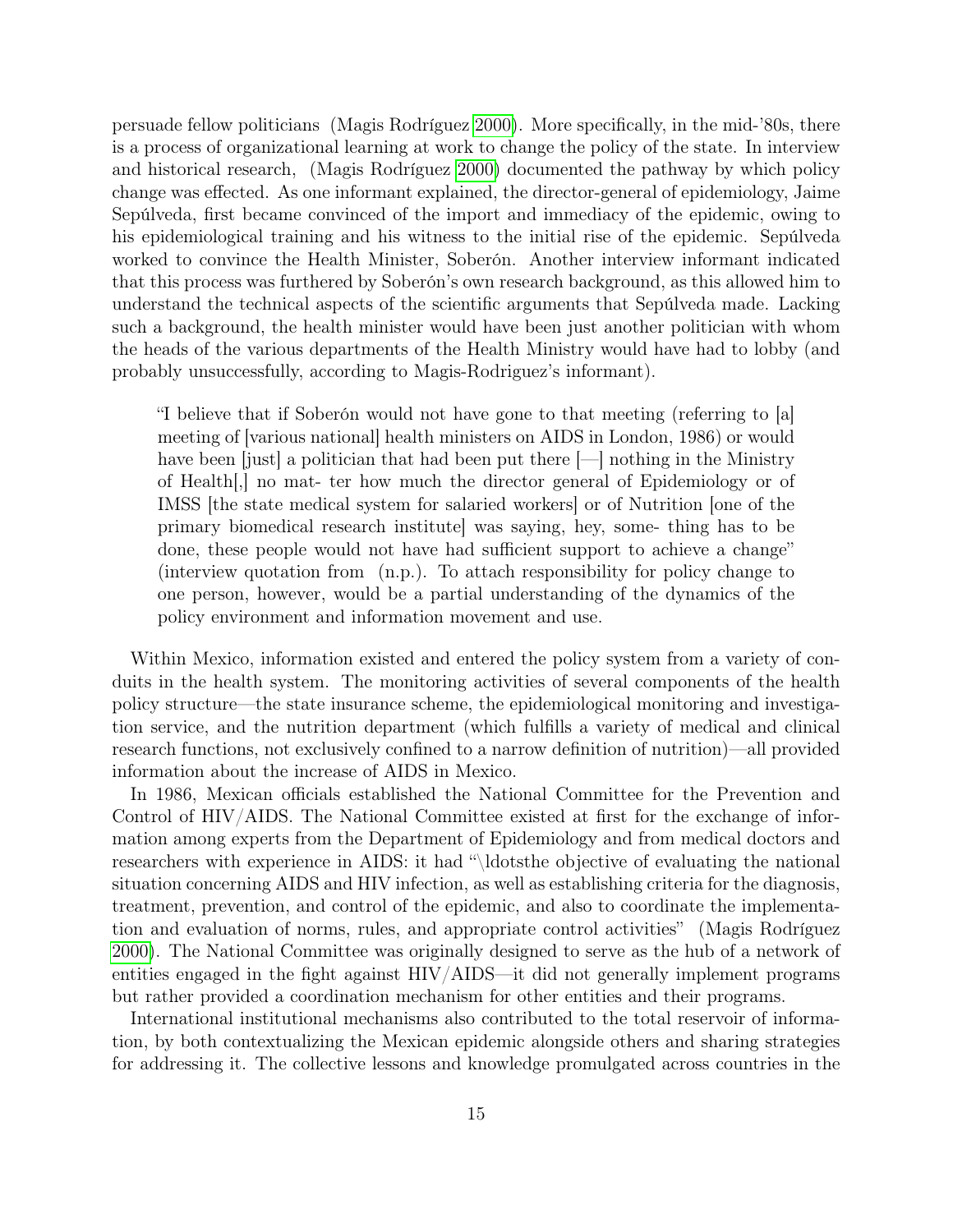persuade fellow politicians (Magis Rodríguez 2000). More specifically, in the mid-'80s, there is a process of organizational learning at work to change the policy of the state. In interview and historical research, (Magis Rodríguez 2000) documented the pathway by which policy change was effected. As one informant explained, the director-general of epidemiology, Jaime Sepúlveda, first became convinced of the import and immediacy of the epidemic, owing to his epidemiological training and his witness to the initial rise of the epidemic. Sepúlveda worked to convince the Health Minister, Soberón. Another interview informant indicated that this process was furthered by Soberón's own research background, as this allowed him to understand the technical aspects of the scientific arguments that Sepúlveda made. Lacking such a background, the health minister would have been just another politician with whom the heads of the various departments of the Health Ministry would have had to lobby (and probably unsuccessfully, according to Magis-Rodriguez's informant).

> "I believe that if Soberón would not have gone to that meeting (referring to [a] meeting of [various national] health ministers on AIDS in London, 1986) or would have been [just] a politician that had been put there [—] nothing in the Ministry of Health[,] no mat- ter how much the director general of Epidemiology or of IMSS [the state medical system for salaried workers] or of Nutrition [one of the primary biomedical research institute] was saying, hey, some- thing has to be done, these people would not have had sufficient support to achieve a change" (interview quotation from (n.p.). To attach responsibility for policy change to one person, however, would be a partial understanding of the dynamics of the policy environment and information movement and use.

Within Mexico, information existed and entered the policy system from a variety of conduits in the health system. The monitoring activities of several components of the health policy structure—the state insurance scheme, the epidemiological monitoring and investigation service, and the nutrition department (which fulfills a variety of medical and clinical research functions, not exclusively confined to a narrow definition of nutrition)—all provided information about the increase of AIDS in Mexico.

In 1986, Mexican officials established the National Committee for the Prevention and Control of HIV/AIDS. The National Committee existed at first for the exchange of information among experts from the Department of Epidemiology and from medical doctors and researchers with experience in AIDS: it had "\ldotsthe objective of evaluating the national situation concerning AIDS and HIV infection, as well as establishing criteria for the diagnosis, treatment, prevention, and control of the epidemic, and also to coordinate the implementation and evaluation of norms, rules, and appropriate control activities" (Magis Rodríguez 2000). The National Committee was originally designed to serve as the hub of a network of entities engaged in the fight against HIV/AIDS—it did not generally implement programs but rather provided a coordination mechanism for other entities and their programs.

International institutional mechanisms also contributed to the total reservoir of information, by both contextualizing the Mexican epidemic alongside others and sharing strategies for addressing it. The collective lessons and knowledge promulgated across countries in the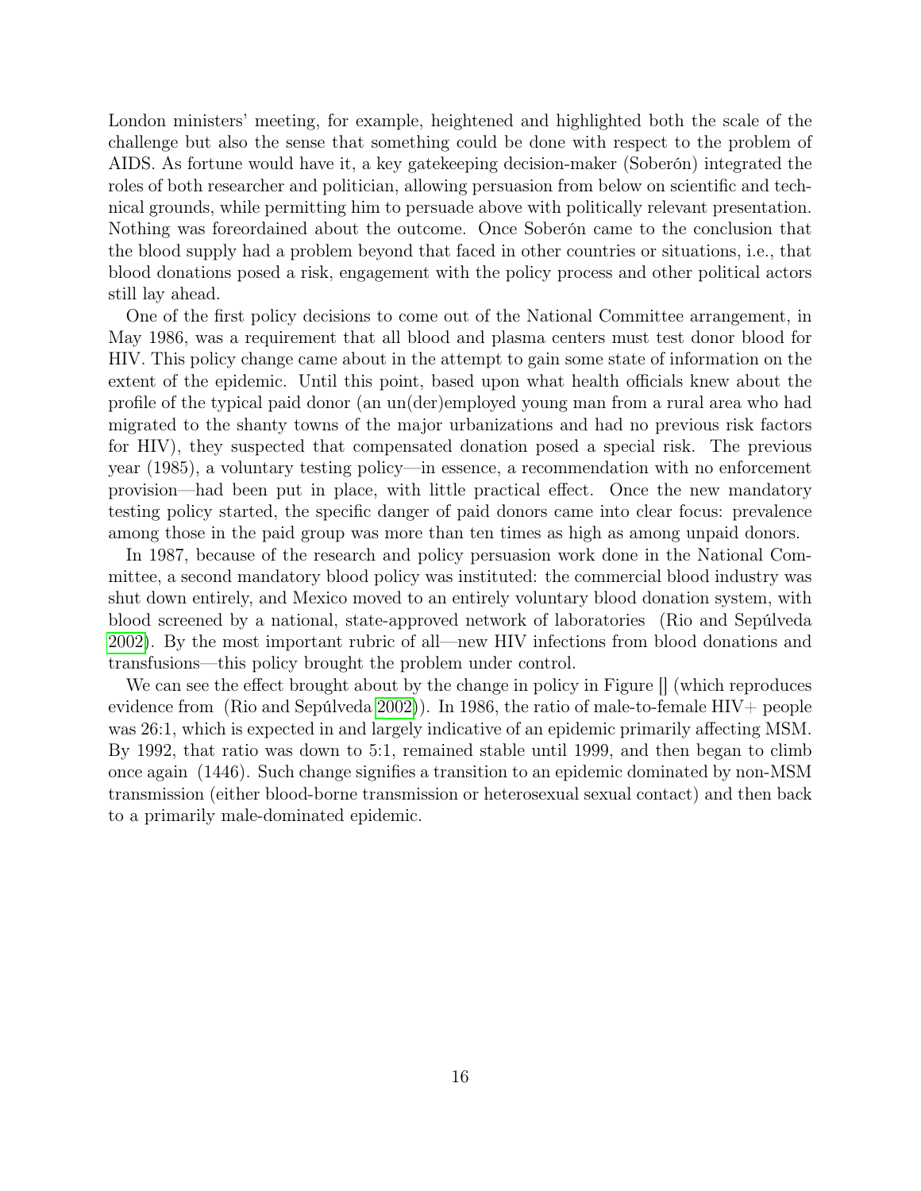London ministers' meeting, for example, heightened and highlighted both the scale of the challenge but also the sense that something could be done with respect to the problem of AIDS. As fortune would have it, a key gatekeeping decision-maker (Soberón) integrated the roles of both researcher and politician, allowing persuasion from below on scientific and technical grounds, while permitting him to persuade above with politically relevant presentation. Nothing was foreordained about the outcome. Once Soberón came to the conclusion that the blood supply had a problem beyond that faced in other countries or situations, i.e., that blood donations posed a risk, engagement with the policy process and other political actors still lay ahead.

One of the first policy decisions to come out of the National Committee arrangement, in May 1986, was a requirement that all blood and plasma centers must test donor blood for HIV. This policy change came about in the attempt to gain some state of information on the extent of the epidemic. Until this point, based upon what health officials knew about the profile of the typical paid donor (an un(der)employed young man from a rural area who had migrated to the shanty towns of the major urbanizations and had no previous risk factors for HIV), they suspected that compensated donation posed a special risk. The previous year (1985), a voluntary testing policy—in essence, a recommendation with no enforcement provision—had been put in place, with little practical effect. Once the new mandatory testing policy started, the specific danger of paid donors came into clear focus: prevalence among those in the paid group was more than ten times as high as among unpaid donors.

In 1987, because of the research and policy persuasion work done in the National Committee, a second mandatory blood policy was instituted: the commercial blood industry was shut down entirely, and Mexico moved to an entirely voluntary blood donation system, with blood screened by a national, state-approved network of laboratories (Rio and Sepúlveda 2002). By the most important rubric of all—new HIV infections from blood donations and transfusions—this policy brought the problem under control.

We can see the effect brought about by the change in policy in Figure [] (which reproduces evidence from (Rio and Sepúlveda 2002)). In 1986, the ratio of male-to-female HIV+ people was 26:1, which is expected in and largely indicative of an epidemic primarily affecting MSM. By 1992, that ratio was down to 5:1, remained stable until 1999, and then began to climb once again (1446). Such change signifies a transition to an epidemic dominated by non-MSM transmission (either blood-borne transmission or heterosexual sexual contact) and then back to a primarily male-dominated epidemic.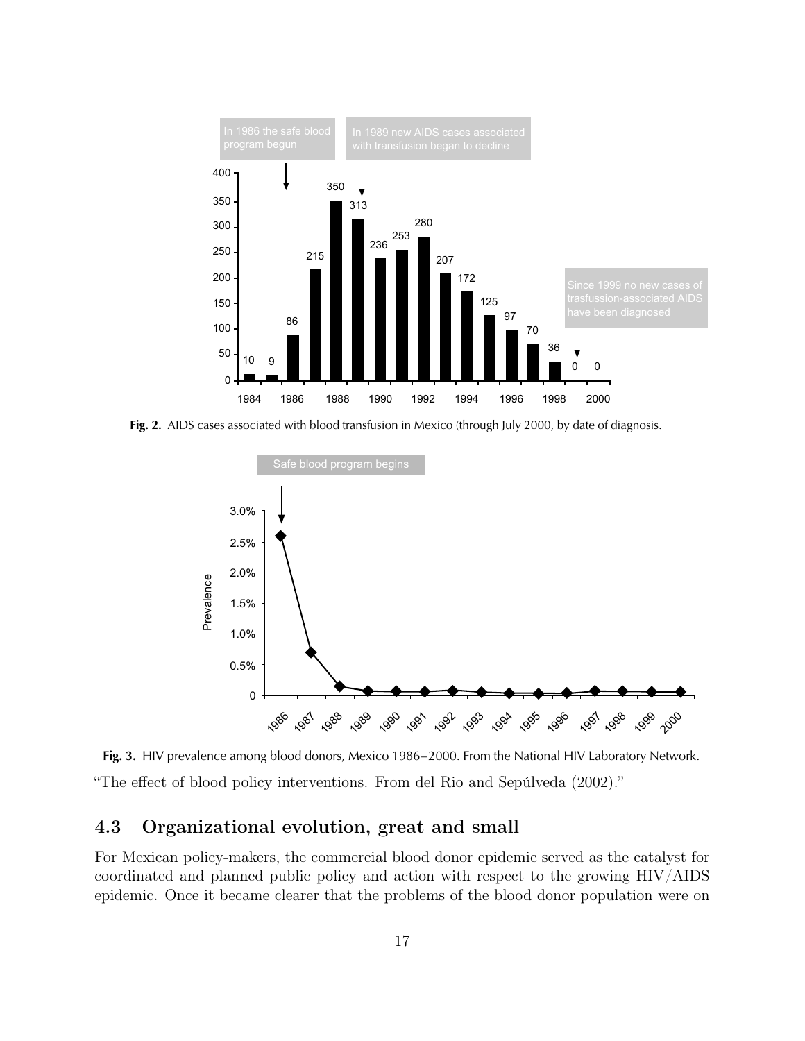Fig. 2. AIDS cases associated with blood transfusion in Mexico (through July 2000, by date of diagnosis.

Fig. 3. HIV prevalence among blood donors, Mexico 1986–2000. From the National HIV Laboratory Network.

"The effect of blood policy interventions. From del Rio and Sepúlveda (2002)."

## 4.3 Organizational evolution, great and small

For Mexican policy-makers, the commercial blood donor epidemic served as the catalyst for coordinated and planned public policy and action with respect to the growing HIV/AIDS epidemic. Once it became clearer that the problems of the blood donor population were on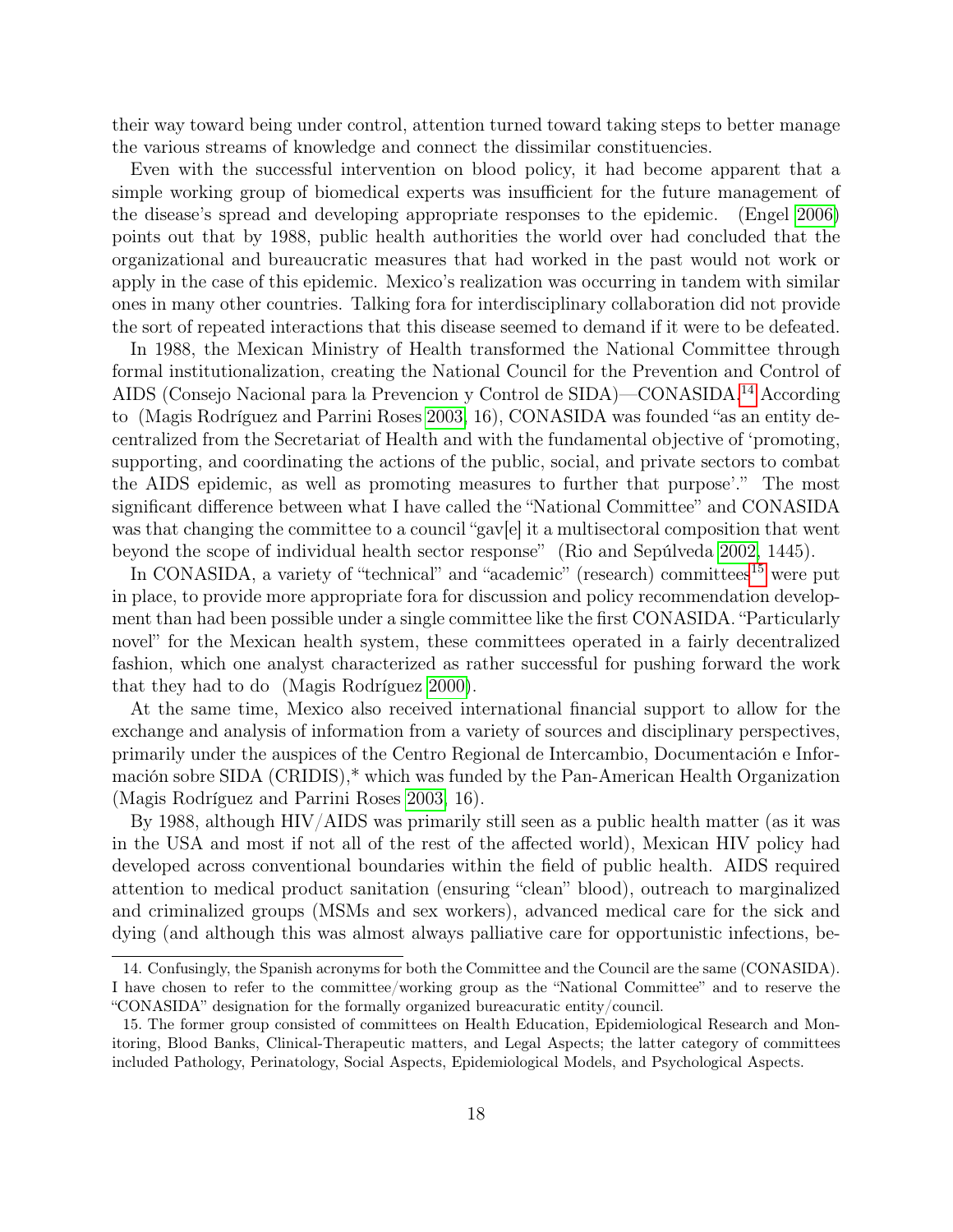their way toward being under control, attention turned toward taking steps to better manage the various streams of knowledge and connect the dissimilar constituencies.

Even with the successful intervention on blood policy, it had become apparent that a simple working group of biomedical experts was insufficient for the future management of the disease's spread and developing appropriate responses to the epidemic. (Engel 2006) points out that by 1988, public health authorities the world over had concluded that the organizational and bureaucratic measures that had worked in the past would not work or apply in the case of this epidemic. Mexico's realization was occurring in tandem with similar ones in many other countries. Talking fora for interdisciplinary collaboration did not provide the sort of repeated interactions that this disease seemed to demand if it were to be defeated.

In 1988, the Mexican Ministry of Health transformed the National Committee through formal institutionalization, creating the National Council for the Prevention and Control of AIDS (Consejo Nacional para la Prevencion y Control de SIDA)—CONASIDA.[14] According to (Magis Rodríguez and Parrini Roses 2003, 16), CONASIDA was founded "as an entity decentralized from the Secretariat of Health and with the fundamental objective of 'promoting, supporting, and coordinating the actions of the public, social, and private sectors to combat the AIDS epidemic, as well as promoting measures to further that purpose'." The most significant difference between what I have called the "National Committee" and CONASIDA was that changing the committee to a council "gav[e] it a multisectoral composition that went beyond the scope of individual health sector response" (Rio and Sepúlveda 2002, 1445).

In CONASIDA, a variety of "technical" and "academic" (research) committees[15] were put in place, to provide more appropriate fora for discussion and policy recommendation development than had been possible under a single committee like the first CONASIDA. "Particularly novel" for the Mexican health system, these committees operated in a fairly decentralized fashion, which one analyst characterized as rather successful for pushing forward the work that they had to do (Magis Rodríguez 2000).

At the same time, Mexico also received international financial support to allow for the exchange and analysis of information from a variety of sources and disciplinary perspectives, primarily under the auspices of the Centro Regional de Intercambio, Documentación e Información sobre SIDA (CRIDIS),* which was funded by the Pan-American Health Organization (Magis Rodríguez and Parrini Roses 2003, 16).

By 1988, although HIV/AIDS was primarily still seen as a public health matter (as it was in the USA and most if not all of the rest of the affected world), Mexican HIV policy had developed across conventional boundaries within the field of public health. AIDS required attention to medical product sanitation (ensuring "clean" blood), outreach to marginalized and criminalized groups (MSMs and sex workers), advanced medical care for the sick and dying (and although this was almost always palliative care for opportunistic infections, be-

14. Confusingly, the Spanish acronyms for both the Committee and the Council are the same (CONASIDA). I have chosen to refer to the committee/working group as the "National Committee" and to reserve the "CONASIDA" designation for the formally organized bureaucratic entity/council.

15. The former group consisted of committees on Health Education, Epidemiological Research and Monitoring, Blood Banks, Clinical-Therapeutic matters, and Legal Aspects; the latter category of committees included Pathology, Perinatology, Social Aspects, Epidemiological Models, and Psychological Aspects.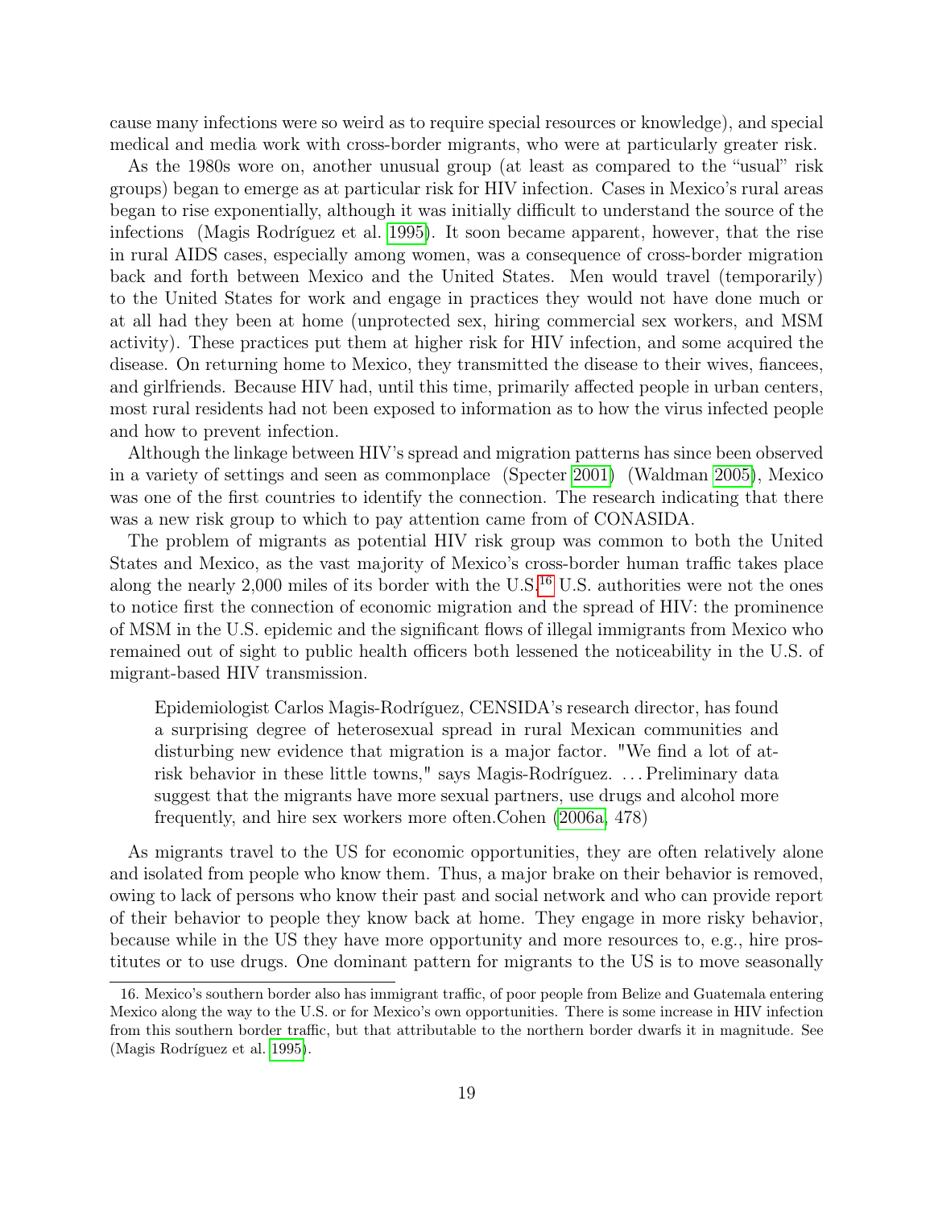cause many infections were so weird as to require special resources or knowledge), and special medical and media work with cross-border migrants, who were at particularly greater risk.

As the 1980s wore on, another unusual group (at least as compared to the "usual" risk groups) began to emerge as at particular risk for HIV infection. Cases in Mexico's rural areas began to rise exponentially, although it was initially difficult to understand the source of the infections (Magis Rodríguez et al. 1995). It soon became apparent, however, that the rise in rural AIDS cases, especially among women, was a consequence of cross-border migration back and forth between Mexico and the United States. Men would travel (temporarily) to the United States for work and engage in practices they would not have done much or at all had they been at home (unprotected sex, hiring commercial sex workers, and MSM activity). These practices put them at higher risk for HIV infection, and some acquired the disease. On returning home to Mexico, they transmitted the disease to their wives, fiancees, and girlfriends. Because HIV had, until this time, primarily affected people in urban centers, most rural residents had not been exposed to information as to how the virus infected people and how to prevent infection.

Although the linkage between HIV's spread and migration patterns has since been observed in a variety of settings and seen as commonplace (Specter 2001) (Waldman 2005), Mexico was one of the first countries to identify the connection. The research indicating that there was a new risk group to which to pay attention came from of CONASIDA.

The problem of migrants as potential HIV risk group was common to both the United States and Mexico, as the vast majority of Mexico's cross-border human traffic takes place along the nearly 2,000 miles of its border with the U.S.[16] U.S. authorities were not the ones to notice first the connection of economic migration and the spread of HIV: the prominence of MSM in the U.S. epidemic and the significant flows of illegal immigrants from Mexico who remained out of sight to public health officers both lessened the noticeability in the U.S. of migrant-based HIV transmission.

> Epidemiologist Carlos Magis-Rodríguez, CENSIDA's research director, has found a surprising degree of heterosexual spread in rural Mexican communities and disturbing new evidence that migration is a major factor. "We find a lot of at-risk behavior in these little towns," says Magis-Rodríguez. . . . Preliminary data suggest that the migrants have more sexual partners, use drugs and alcohol more frequently, and hire sex workers more often.Cohen (2006a, 478)

As migrants travel to the US for economic opportunities, they are often relatively alone and isolated from people who know them. Thus, a major brake on their behavior is removed, owing to lack of persons who know their past and social network and who can provide report of their behavior to people they know back at home. They engage in more risky behavior, because while in the US they have more opportunity and more resources to, e.g., hire prostitutes or to use drugs. One dominant pattern for migrants to the US is to move seasonally

16. Mexico's southern border also has immigrant traffic, of poor people from Belize and Guatemala entering Mexico along the way to the U.S. or for Mexico's own opportunities. There is some increase in HIV infection from this southern border traffic, but that attributable to the northern border dwarfs it in magnitude. See (Magis Rodríguez et al. 1995).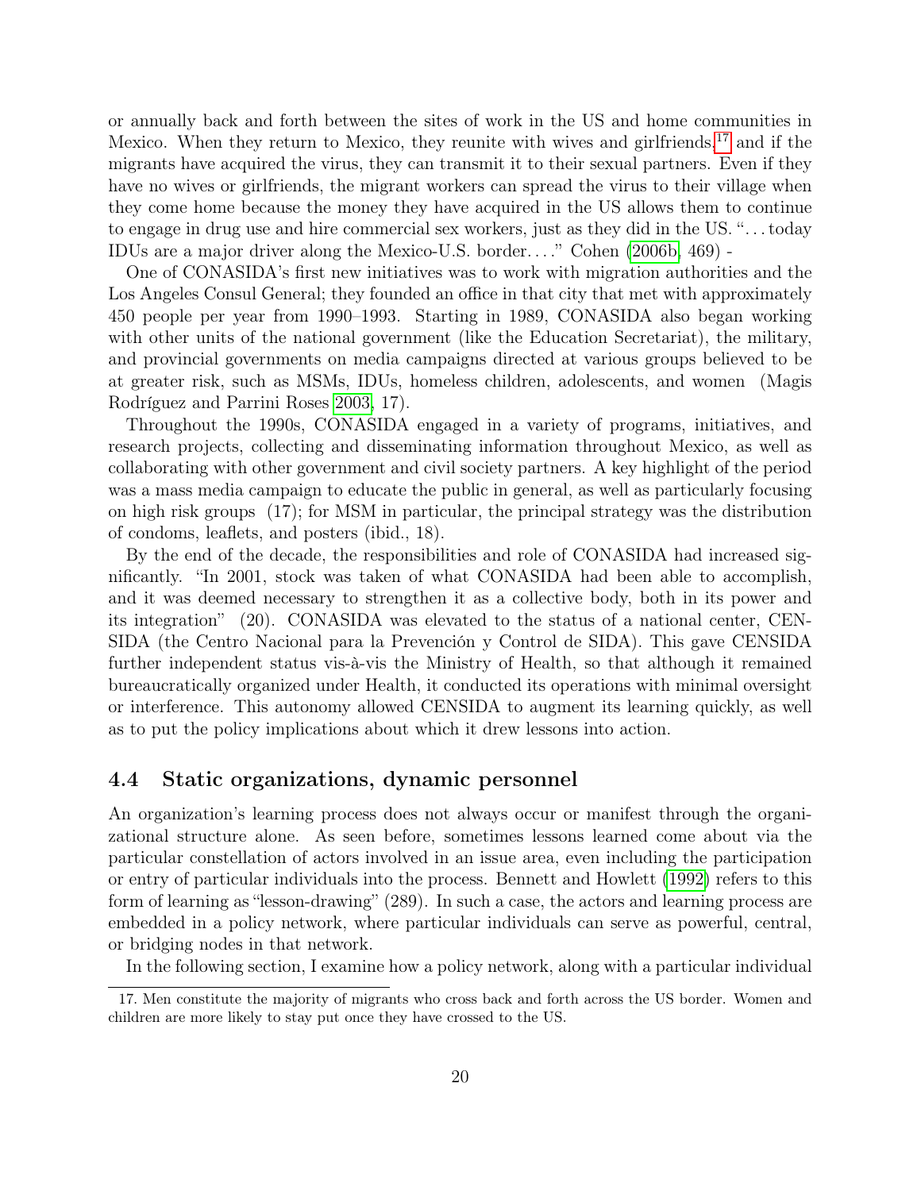or annually back and forth between the sites of work in the US and home communities in Mexico. When they return to Mexico, they reunite with wives and girlfriends,[17] and if the migrants have acquired the virus, they can transmit it to their sexual partners. Even if they have no wives or girlfriends, the migrant workers can spread the virus to their village when they come home because the money they have acquired in the US allows them to continue to engage in drug use and hire commercial sex workers, just as they did in the US. "...today IDUs are a major driver along the Mexico-U.S. border...." Cohen (2006b, 469) -

One of CONASIDA's first new initiatives was to work with migration authorities and the Los Angeles Consul General; they founded an office in that city that met with approximately 450 people per year from 1990–1993. Starting in 1989, CONASIDA also began working with other units of the national government (like the Education Secretariat), the military, and provincial governments on media campaigns directed at various groups believed to be at greater risk, such as MSMs, IDUs, homeless children, adolescents, and women (Magis Rodríguez and Parrini Roses 2003, 17).

Throughout the 1990s, CONASIDA engaged in a variety of programs, initiatives, and research projects, collecting and disseminating information throughout Mexico, as well as collaborating with other government and civil society partners. A key highlight of the period was a mass media campaign to educate the public in general, as well as particularly focusing on high risk groups (17); for MSM in particular, the principal strategy was the distribution of condoms, leaflets, and posters (ibid., 18).

By the end of the decade, the responsibilities and role of CONASIDA had increased significantly. "In 2001, stock was taken of what CONASIDA had been able to accomplish, and it was deemed necessary to strengthen it as a collective body, both in its power and its integration" (20). CONASIDA was elevated to the status of a national center, CENSIDA (the Centro Nacional para la Prevención y Control de SIDA). This gave CENSIDA further independent status vis-à-vis the Ministry of Health, so that although it remained bureaucratically organized under Health, it conducted its operations with minimal oversight or interference. This autonomy allowed CENSIDA to augment its learning quickly, as well as to put the policy implications about which it drew lessons into action.

## 4.4 Static organizations, dynamic personnel

An organization's learning process does not always occur or manifest through the organizational structure alone. As seen before, sometimes lessons learned come about via the particular constellation of actors involved in an issue area, even including the participation or entry of particular individuals into the process. Bennett and Howlett (1992) refers to this form of learning as "lesson-drawing" (289). In such a case, the actors and learning process are embedded in a policy network, where particular individuals can serve as powerful, central, or bridging nodes in that network.

In the following section, I examine how a policy network, along with a particular individual

---

17. Men constitute the majority of migrants who cross back and forth across the US border. Women and children are more likely to stay put once they have crossed to the US.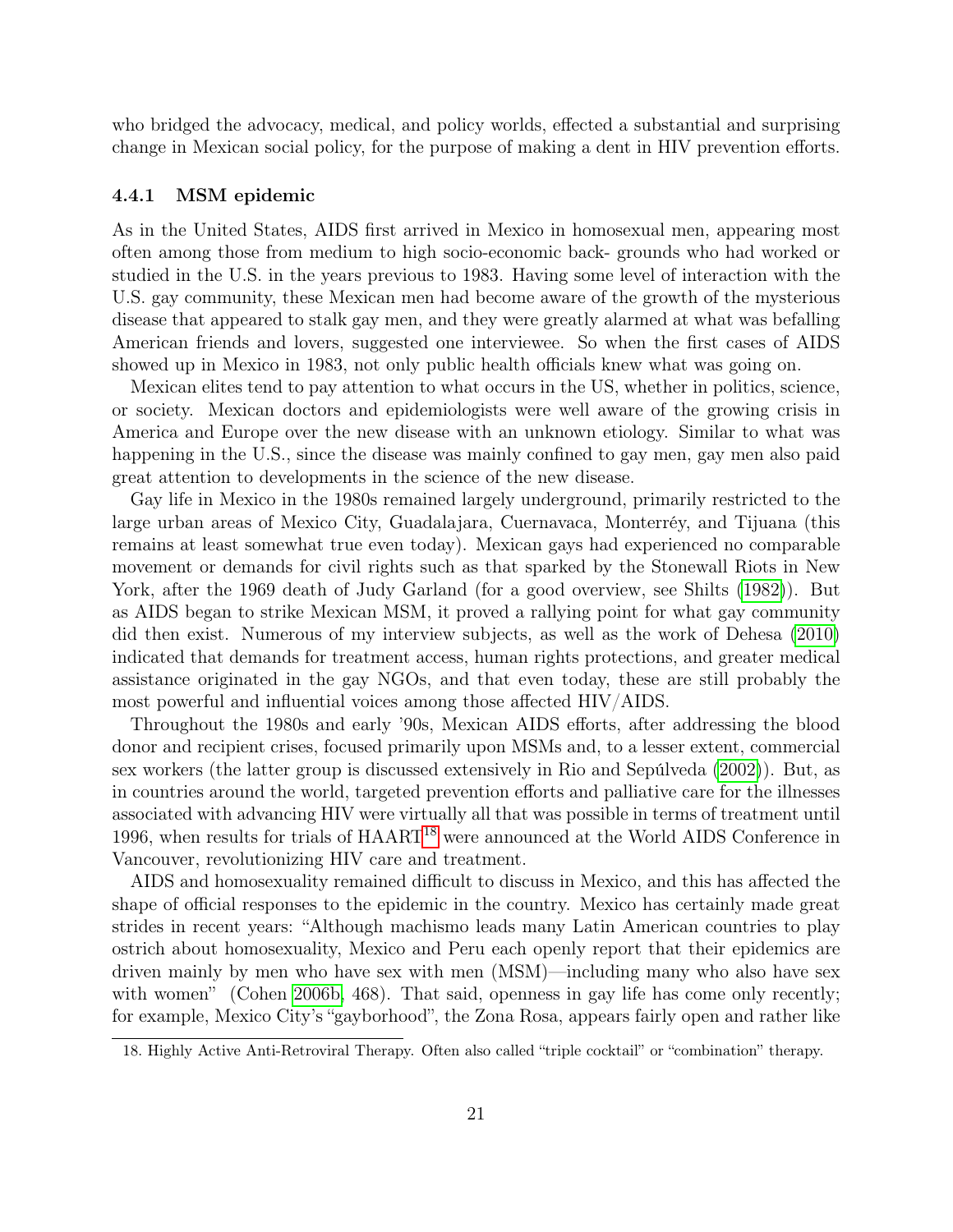who bridged the advocacy, medical, and policy worlds, effected a substantial and surprising change in Mexican social policy, for the purpose of making a dent in HIV prevention efforts.

### 4.4.1 MSM epidemic

As in the United States, AIDS first arrived in Mexico in homosexual men, appearing most often among those from medium to high socio-economic back- grounds who had worked or studied in the U.S. in the years previous to 1983. Having some level of interaction with the U.S. gay community, these Mexican men had become aware of the growth of the mysterious disease that appeared to stalk gay men, and they were greatly alarmed at what was befalling American friends and lovers, suggested one interviewee. So when the first cases of AIDS showed up in Mexico in 1983, not only public health officials knew what was going on.

Mexican elites tend to pay attention to what occurs in the US, whether in politics, science, or society. Mexican doctors and epidemiologists were well aware of the growing crisis in America and Europe over the new disease with an unknown etiology. Similar to what was happening in the U.S., since the disease was mainly confined to gay men, gay men also paid great attention to developments in the science of the new disease.

Gay life in Mexico in the 1980s remained largely underground, primarily restricted to the large urban areas of Mexico City, Guadalajara, Cuernavaca, Monterréy, and Tijuana (this remains at least somewhat true even today). Mexican gays had experienced no comparable movement or demands for civil rights such as that sparked by the Stonewall Riots in New York, after the 1969 death of Judy Garland (for a good overview, see Shilts (1982)). But as AIDS began to strike Mexican MSM, it proved a rallying point for what gay community did then exist. Numerous of my interview subjects, as well as the work of Dehesa (2010) indicated that demands for treatment access, human rights protections, and greater medical assistance originated in the gay NGOs, and that even today, these are still probably the most powerful and influential voices among those affected HIV/AIDS.

Throughout the 1980s and early '90s, Mexican AIDS efforts, after addressing the blood donor and recipient crises, focused primarily upon MSMs and, to a lesser extent, commercial sex workers (the latter group is discussed extensively in Rio and Sepúlveda (2002)). But, as in countries around the world, targeted prevention efforts and palliative care for the illnesses associated with advancing HIV were virtually all that was possible in terms of treatment until 1996, when results for trials of HAART[18] were announced at the World AIDS Conference in Vancouver, revolutionizing HIV care and treatment.

AIDS and homosexuality remained difficult to discuss in Mexico, and this has affected the shape of official responses to the epidemic in the country. Mexico has certainly made great strides in recent years: "Although machismo leads many Latin American countries to play ostrich about homosexuality, Mexico and Peru each openly report that their epidemics are driven mainly by men who have sex with men (MSM)—including many who also have sex with women" (Cohen 2006b, 468). That said, openness in gay life has come only recently; for example, Mexico City's "gayborhood", the Zona Rosa, appears fairly open and rather like

18. Highly Active Anti-Retroviral Therapy. Often also called "triple cocktail" or "combination" therapy.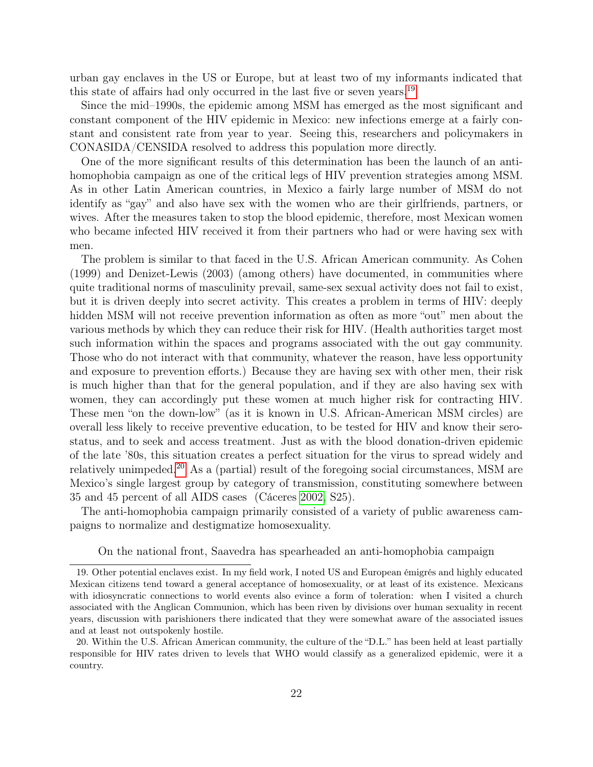urban gay enclaves in the US or Europe, but at least two of my informants indicated that this state of affairs had only occurred in the last five or seven years.[19]

Since the mid–1990s, the epidemic among MSM has emerged as the most significant and constant component of the HIV epidemic in Mexico: new infections emerge at a fairly constant and consistent rate from year to year. Seeing this, researchers and policymakers in CONASIDA/CENSIDA resolved to address this population more directly.

One of the more significant results of this determination has been the launch of an anti-homophobia campaign as one of the critical legs of HIV prevention strategies among MSM. As in other Latin American countries, in Mexico a fairly large number of MSM do not identify as "gay" and also have sex with the women who are their girlfriends, partners, or wives. After the measures taken to stop the blood epidemic, therefore, most Mexican women who became infected HIV received it from their partners who had or were having sex with men.

The problem is similar to that faced in the U.S. African American community. As Cohen (1999) and Denizet-Lewis (2003) (among others) have documented, in communities where quite traditional norms of masculinity prevail, same-sex sexual activity does not fail to exist, but it is driven deeply into secret activity. This creates a problem in terms of HIV: deeply hidden MSM will not receive prevention information as often as more "out" men about the various methods by which they can reduce their risk for HIV. (Health authorities target most such information within the spaces and programs associated with the out gay community. Those who do not interact with that community, whatever the reason, have less opportunity and exposure to prevention efforts.) Because they are having sex with other men, their risk is much higher than that for the general population, and if they are also having sex with women, they can accordingly put these women at much higher risk for contracting HIV. These men "on the down-low" (as it is known in U.S. African-American MSM circles) are overall less likely to receive preventive education, to be tested for HIV and know their sero-status, and to seek and access treatment. Just as with the blood donation-driven epidemic of the late '80s, this situation creates a perfect situation for the virus to spread widely and relatively unimpeded.[20] As a (partial) result of the foregoing social circumstances, MSM are Mexico's single largest group by category of transmission, constituting somewhere between 35 and 45 percent of all AIDS cases (Cáceres 2002, S25).

The anti-homophobia campaign primarily consisted of a variety of public awareness campaigns to normalize and destigmatize homosexuality.

On the national front, Saavedra has spearheaded an anti-homophobia campaign

---

19. Other potential enclaves exist. In my field work, I noted US and European émigrés and highly educated Mexican citizens tend toward a general acceptance of homosexuality, or at least of its existence. Mexicans with idiosyncratic connections to world events also evince a form of toleration: when I visited a church associated with the Anglican Communion, which has been riven by divisions over human sexuality in recent years, discussion with parishioners there indicated that they were somewhat aware of the associated issues and at least not outspokenly hostile.

20. Within the U.S. African American community, the culture of the "D.L." has been held at least partially responsible for HIV rates driven to levels that WHO would classify as a generalized epidemic, were it a country.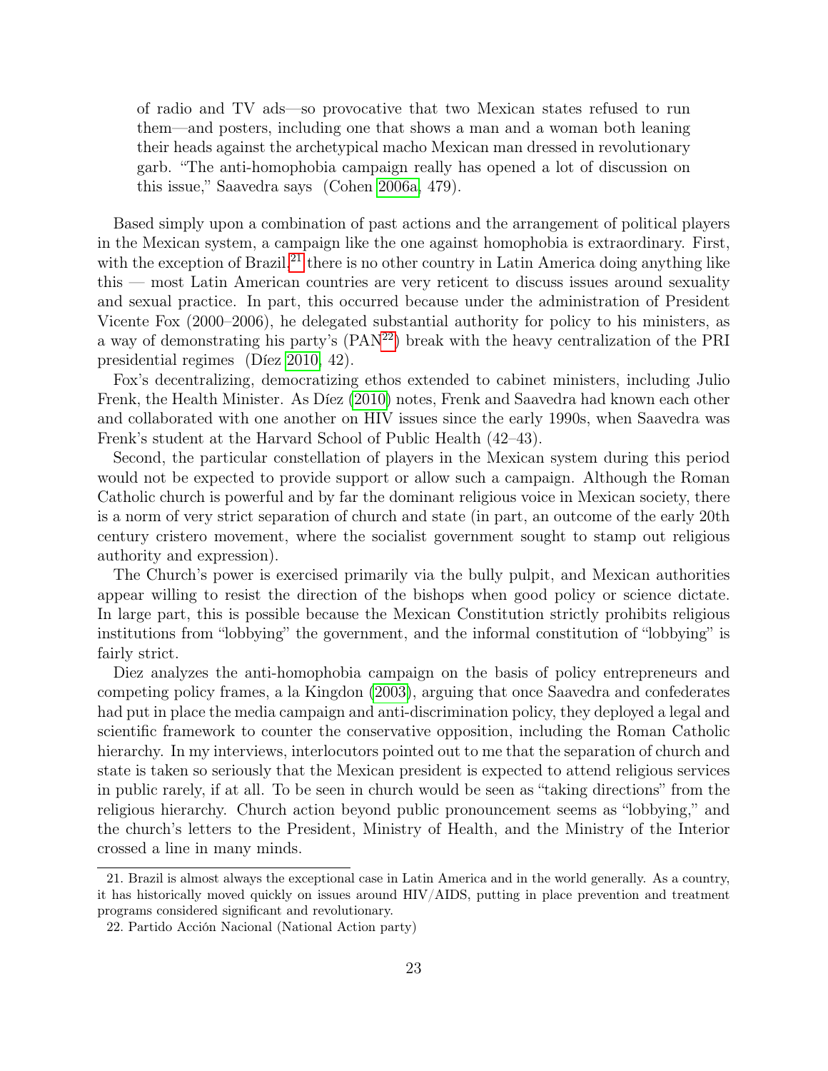> of radio and TV ads—so provocative that two Mexican states refused to run them—and posters, including one that shows a man and a woman both leaning their heads against the archetypical macho Mexican man dressed in revolutionary garb. "The anti-homophobia campaign really has opened a lot of discussion on this issue," Saavedra says (Cohen 2006a, 479).

Based simply upon a combination of past actions and the arrangement of political players in the Mexican system, a campaign like the one against homophobia is extraordinary. First, with the exception of Brazil,[21] there is no other country in Latin America doing anything like this — most Latin American countries are very reticent to discuss issues around sexuality and sexual practice. In part, this occurred because under the administration of President Vicente Fox (2000–2006), he delegated substantial authority for policy to his ministers, as a way of demonstrating his party's (PAN[22]) break with the heavy centralization of the PRI presidential regimes (Díez 2010, 42).

Fox's decentralizing, democratizing ethos extended to cabinet ministers, including Julio Frenk, the Health Minister. As Díez (2010) notes, Frenk and Saavedra had known each other and collaborated with one another on HIV issues since the early 1990s, when Saavedra was Frenk's student at the Harvard School of Public Health (42–43).

Second, the particular constellation of players in the Mexican system during this period would not be expected to provide support or allow such a campaign. Although the Roman Catholic church is powerful and by far the dominant religious voice in Mexican society, there is a norm of very strict separation of church and state (in part, an outcome of the early 20th century cristero movement, where the socialist government sought to stamp out religious authority and expression).

The Church's power is exercised primarily via the bully pulpit, and Mexican authorities appear willing to resist the direction of the bishops when good policy or science dictate. In large part, this is possible because the Mexican Constitution strictly prohibits religious institutions from "lobbying" the government, and the informal constitution of "lobbying" is fairly strict.

Diez analyzes the anti-homophobia campaign on the basis of policy entrepreneurs and competing policy frames, a la Kingdon (2003), arguing that once Saavedra and confederates had put in place the media campaign and anti-discrimination policy, they deployed a legal and scientific framework to counter the conservative opposition, including the Roman Catholic hierarchy. In my interviews, interlocutors pointed out to me that the separation of church and state is taken so seriously that the Mexican president is expected to attend religious services in public rarely, if at all. To be seen in church would be seen as "taking directions" from the religious hierarchy. Church action beyond public pronouncement seems as "lobbying," and the church's letters to the President, Ministry of Health, and the Ministry of the Interior crossed a line in many minds.

---

21. Brazil is almost always the exceptional case in Latin America and in the world generally. As a country, it has historically moved quickly on issues around HIV/AIDS, putting in place prevention and treatment programs considered significant and revolutionary.

22. Partido Acción Nacional (National Action party)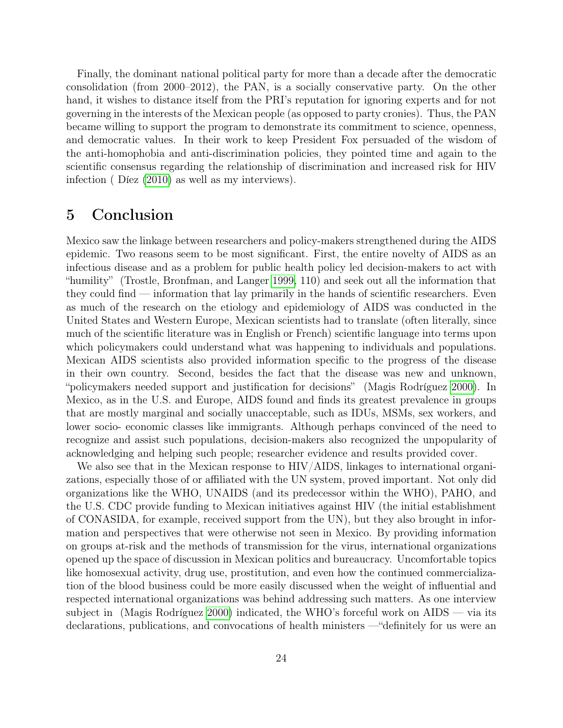Finally, the dominant national political party for more than a decade after the democratic consolidation (from 2000–2012), the PAN, is a socially conservative party. On the other hand, it wishes to distance itself from the PRI's reputation for ignoring experts and for not governing in the interests of the Mexican people (as opposed to party cronies). Thus, the PAN became willing to support the program to demonstrate its commitment to science, openness, and democratic values. In their work to keep President Fox persuaded of the wisdom of the anti-homophobia and anti-discrimination policies, they pointed time and again to the scientific consensus regarding the relationship of discrimination and increased risk for HIV infection ( Díez (2010) as well as my interviews).

# 5 Conclusion

Mexico saw the linkage between researchers and policy-makers strengthened during the AIDS epidemic. Two reasons seem to be most significant. First, the entire novelty of AIDS as an infectious disease and as a problem for public health policy led decision-makers to act with "humility" (Trostle, Bronfman, and Langer 1999, 110) and seek out all the information that they could find — information that lay primarily in the hands of scientific researchers. Even as much of the research on the etiology and epidemiology of AIDS was conducted in the United States and Western Europe, Mexican scientists had to translate (often literally, since much of the scientific literature was in English or French) scientific language into terms upon which policymakers could understand what was happening to individuals and populations. Mexican AIDS scientists also provided information specific to the progress of the disease in their own country. Second, besides the fact that the disease was new and unknown, "policymakers needed support and justification for decisions" (Magis Rodríguez 2000). In Mexico, as in the U.S. and Europe, AIDS found and finds its greatest prevalence in groups that are mostly marginal and socially unacceptable, such as IDUs, MSMs, sex workers, and lower socio- economic classes like immigrants. Although perhaps convinced of the need to recognize and assist such populations, decision-makers also recognized the unpopularity of acknowledging and helping such people; researcher evidence and results provided cover.

We also see that in the Mexican response to HIV/AIDS, linkages to international organizations, especially those of or affiliated with the UN system, proved important. Not only did organizations like the WHO, UNAIDS (and its predecessor within the WHO), PAHO, and the U.S. CDC provide funding to Mexican initiatives against HIV (the initial establishment of CONASIDA, for example, received support from the UN), but they also brought in information and perspectives that were otherwise not seen in Mexico. By providing information on groups at-risk and the methods of transmission for the virus, international organizations opened up the space of discussion in Mexican politics and bureaucracy. Uncomfortable topics like homosexual activity, drug use, prostitution, and even how the continued commercialization of the blood business could be more easily discussed when the weight of influential and respected international organizations was behind addressing such matters. As one interview subject in (Magis Rodríguez 2000) indicated, the WHO's forceful work on AIDS — via its declarations, publications, and convocations of health ministers —"definitely for us were an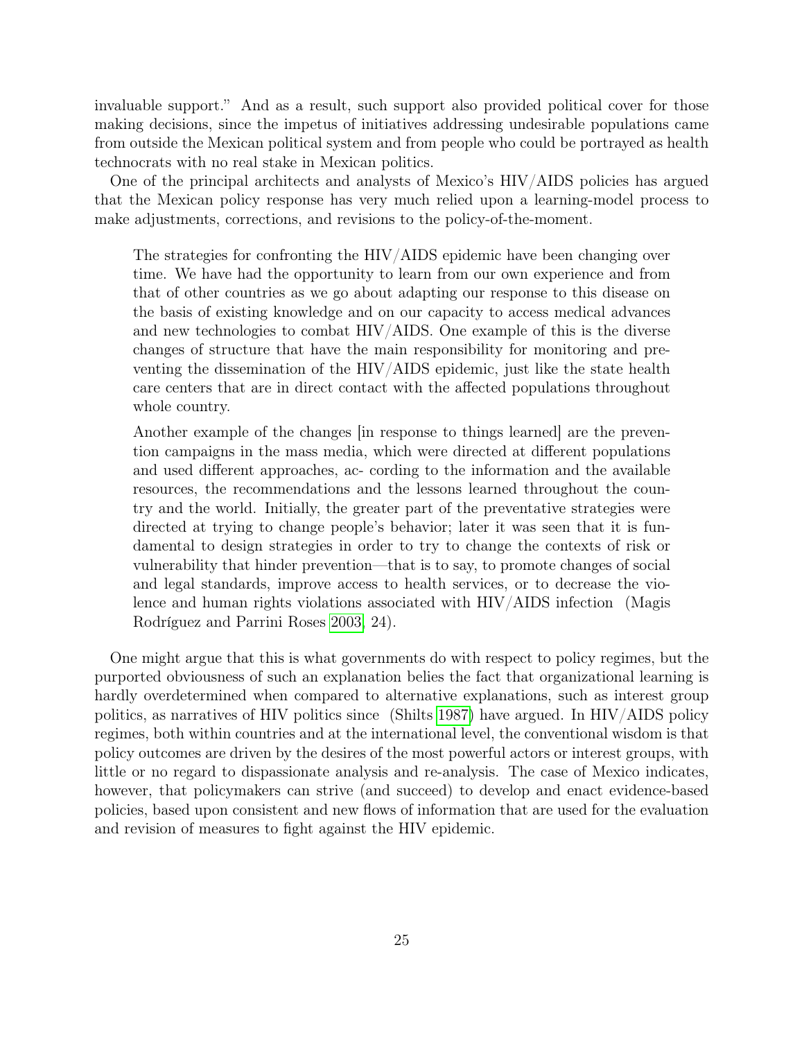invaluable support." And as a result, such support also provided political cover for those making decisions, since the impetus of initiatives addressing undesirable populations came from outside the Mexican political system and from people who could be portrayed as health technocrats with no real stake in Mexican politics.

One of the principal architects and analysts of Mexico's HIV/AIDS policies has argued that the Mexican policy response has very much relied upon a learning-model process to make adjustments, corrections, and revisions to the policy-of-the-moment.

> The strategies for confronting the HIV/AIDS epidemic have been changing over time. We have had the opportunity to learn from our own experience and from that of other countries as we go about adapting our response to this disease on the basis of existing knowledge and on our capacity to access medical advances and new technologies to combat HIV/AIDS. One example of this is the diverse changes of structure that have the main responsibility for monitoring and preventing the dissemination of the HIV/AIDS epidemic, just like the state health care centers that are in direct contact with the affected populations throughout whole country.
>
> Another example of the changes [in response to things learned] are the prevention campaigns in the mass media, which were directed at different populations and used different approaches, ac- cording to the information and the available resources, the recommendations and the lessons learned throughout the country and the world. Initially, the greater part of the preventative strategies were directed at trying to change people's behavior; later it was seen that it is fundamental to design strategies in order to try to change the contexts of risk or vulnerability that hinder prevention—that is to say, to promote changes of social and legal standards, improve access to health services, or to decrease the violence and human rights violations associated with HIV/AIDS infection (Magis Rodríguez and Parrini Roses 2003, 24).

One might argue that this is what governments do with respect to policy regimes, but the purported obviousness of such an explanation belies the fact that organizational learning is hardly overdetermined when compared to alternative explanations, such as interest group politics, as narratives of HIV politics since (Shilts 1987) have argued. In HIV/AIDS policy regimes, both within countries and at the international level, the conventional wisdom is that policy outcomes are driven by the desires of the most powerful actors or interest groups, with little or no regard to dispassionate analysis and re-analysis. The case of Mexico indicates, however, that policymakers can strive (and succeed) to develop and enact evidence-based policies, based upon consistent and new flows of information that are used for the evaluation and revision of measures to fight against the HIV epidemic.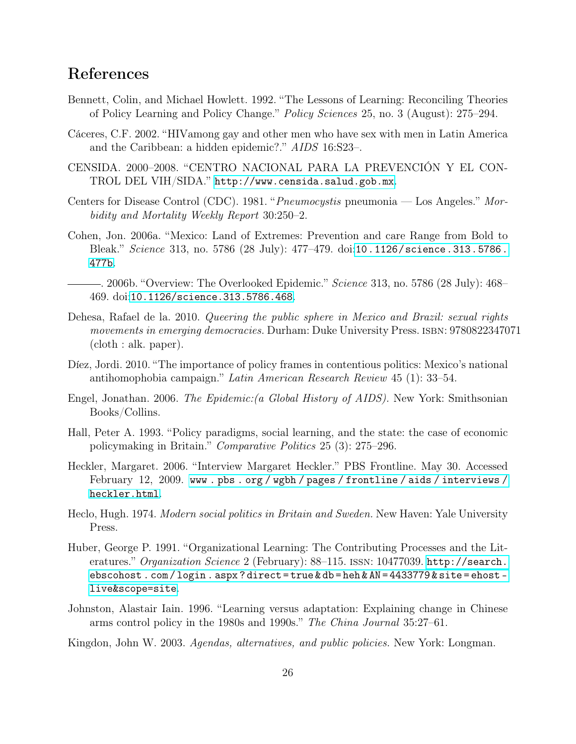## References

Bennett, Colin, and Michael Howlett. 1992. "The Lessons of Learning: Reconciling Theories of Policy Learning and Policy Change." *Policy Sciences* 25, no. 3 (August): 275–294.

Cáceres, C.F. 2002. "HIVamong gay and other men who have sex with men in Latin America and the Caribbean: a hidden epidemic?." *AIDS* 16:S23–.

CENSIDA. 2000–2008. "CENTRO NACIONAL PARA LA PREVENCIÓN Y EL CONTROL DEL VIH/SIDA." http://www.censida.salud.gob.mx.

Centers for Disease Control (CDC). 1981. "*Pneumocystis* pneumonia — Los Angeles." *Morbidity and Mortality Weekly Report* 30:250–2.

Cohen, Jon. 2006a. "Mexico: Land of Extremes: Prevention and care Range from Bold to Bleak." *Science* 313, no. 5786 (28 July): 477–479. doi:10.1126/science.313.5786.477b.

———. 2006b. "Overview: The Overlooked Epidemic." *Science* 313, no. 5786 (28 July): 468–469. doi:10.1126/science.313.5786.468.

Dehesa, Rafael de la. 2010. *Queering the public sphere in Mexico and Brazil: sexual rights movements in emerging democracies.* Durham: Duke University Press. ISBN: 9780822347071 (cloth : alk. paper).

Díez, Jordi. 2010. "The importance of policy frames in contentious politics: Mexico's national antihomophobia campaign." *Latin American Research Review* 45 (1): 33–54.

Engel, Jonathan. 2006. *The Epidemic:(a Global History of AIDS).* New York: Smithsonian Books/Collins.

Hall, Peter A. 1993. "Policy paradigms, social learning, and the state: the case of economic policymaking in Britain." *Comparative Politics* 25 (3): 275–296.

Heckler, Margaret. 2006. "Interview Margaret Heckler." PBS Frontline. May 30. Accessed February 12, 2009. www.pbs.org/wgbh/pages/frontline/aids/interviews/heckler.html.

Heclo, Hugh. 1974. *Modern social politics in Britain and Sweden.* New Haven: Yale University Press.

Huber, George P. 1991. "Organizational Learning: The Contributing Processes and the Literatures." *Organization Science* 2 (February): 88–115. ISSN: 10477039. http://search.ebscohost.com/login.aspx?direct=true&db=heh&AN=4433779&site=ehost-live&scope=site.

Johnston, Alastair Iain. 1996. "Learning versus adaptation: Explaining change in Chinese arms control policy in the 1980s and 1990s." *The China Journal* 35:27–61.

Kingdon, John W. 2003. *Agendas, alternatives, and public policies.* New York: Longman.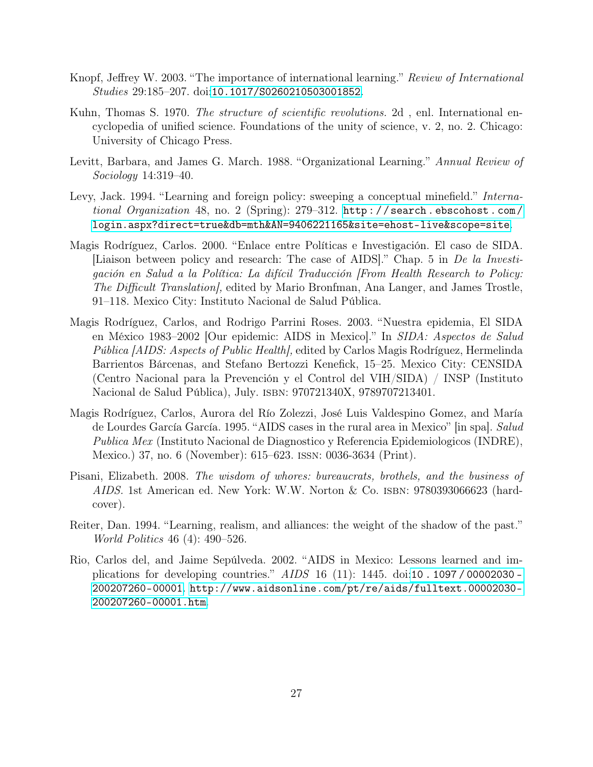Knopf, Jeffrey W. 2003. "The importance of international learning." *Review of International Studies* 29:185–207. doi:10.1017/S0260210503001852.

Kuhn, Thomas S. 1970. *The structure of scientific revolutions.* 2d , enl. International encyclopedia of unified science. Foundations of the unity of science, v. 2, no. 2. Chicago: University of Chicago Press.

Levitt, Barbara, and James G. March. 1988. "Organizational Learning." *Annual Review of Sociology* 14:319–40.

Levy, Jack. 1994. "Learning and foreign policy: sweeping a conceptual minefield." *International Organization* 48, no. 2 (Spring): 279–312. http://search.ebscohost.com/login.aspx?direct=true&db=mth&AN=9406221165&site=ehost-live&scope=site.

Magis Rodríguez, Carlos. 2000. "Enlace entre Políticas e Investigación. El caso de SIDA. [Liaison between policy and research: The case of AIDS]." Chap. 5 in *De la Investigación en Salud a la Política: La difícil Traducción [From Health Research to Policy: The Difficult Translation],* edited by Mario Bronfman, Ana Langer, and James Trostle, 91–118. Mexico City: Instituto Nacional de Salud Pública.

Magis Rodríguez, Carlos, and Rodrigo Parrini Roses. 2003. "Nuestra epidemia, El SIDA en México 1983–2002 [Our epidemic: AIDS in Mexico]." In *SIDA: Aspectos de Salud Pública [AIDS: Aspects of Public Health],* edited by Carlos Magis Rodríguez, Hermelinda Barrientos Bárcenas, and Stefano Bertozzi Kenefick, 15–25. Mexico City: CENSIDA (Centro Nacional para la Prevención y el Control del VIH/SIDA) / INSP (Instituto Nacional de Salud Pública), July. ISBN: 970721340X, 9789707213401.

Magis Rodríguez, Carlos, Aurora del Río Zolezzi, José Luis Valdespino Gomez, and María de Lourdes García García. 1995. "AIDS cases in the rural area in Mexico" [in spa]. *Salud Publica Mex* (Instituto Nacional de Diagnostico y Referencia Epidemiologicos (INDRE), Mexico.) 37, no. 6 (November): 615–623. ISSN: 0036-3634 (Print).

Pisani, Elizabeth. 2008. *The wisdom of whores: bureaucrats, brothels, and the business of AIDS.* 1st American ed. New York: W.W. Norton & Co. ISBN: 9780393066623 (hardcover).

Reiter, Dan. 1994. "Learning, realism, and alliances: the weight of the shadow of the past." *World Politics* 46 (4): 490–526.

Rio, Carlos del, and Jaime Sepúlveda. 2002. "AIDS in Mexico: Lessons learned and implications for developing countries." *AIDS* 16 (11): 1445. doi:10.1097/00002030-200207260-00001. http://www.aidsonline.com/pt/re/aids/fulltext.00002030-200207260-00001.htm.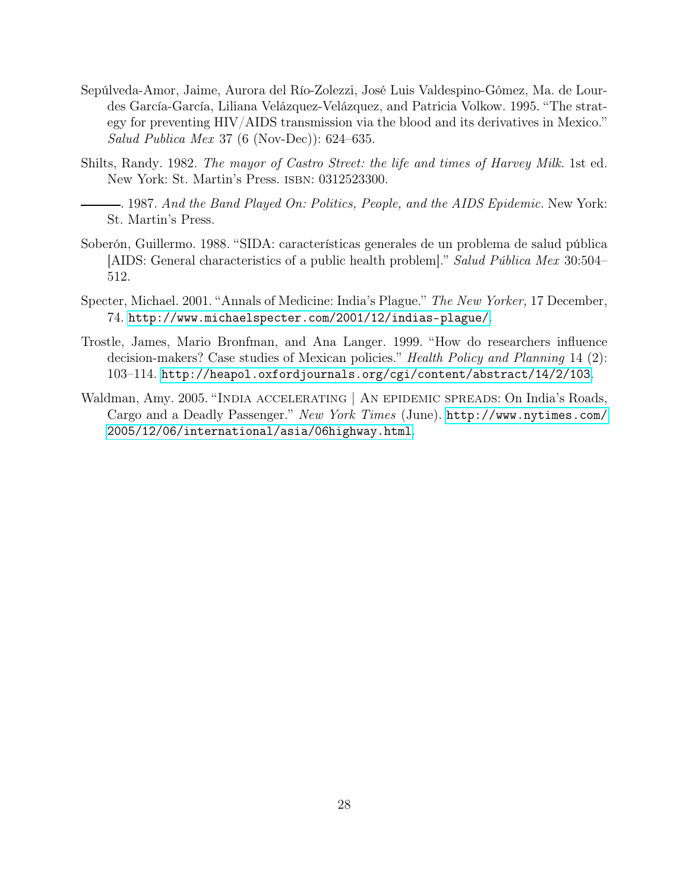Sepúlveda-Amor, Jaime, Aurora del Río-Zolezzi, José Luis Valdespino-Gómez, Ma. de Lourdes García-García, Liliana Velázquez-Velázquez, and Patricia Volkow. 1995. "The strategy for preventing HIV/AIDS transmission via the blood and its derivatives in Mexico." *Salud Publica Mex* 37 (6 (Nov-Dec)): 624–635.

Shilts, Randy. 1982. *The mayor of Castro Street: the life and times of Harvey Milk.* 1st ed. New York: St. Martin's Press. ISBN: 0312523300.

———. 1987. *And the Band Played On: Politics, People, and the AIDS Epidemic.* New York: St. Martin's Press.

Soberón, Guillermo. 1988. "SIDA: características generales de un problema de salud pública [AIDS: General characteristics of a public health problem]." *Salud Pública Mex* 30:504–512.

Specter, Michael. 2001. "Annals of Medicine: India's Plague." *The New Yorker,* 17 December, 74. http://www.michaelspecter.com/2001/12/indias-plague/.

Trostle, James, Mario Bronfman, and Ana Langer. 1999. "How do researchers influence decision-makers? Case studies of Mexican policies." *Health Policy and Planning* 14 (2): 103–114. http://heapol.oxfordjournals.org/cgi/content/abstract/14/2/103.

Waldman, Amy. 2005. "India accelerating | An epidemic spreads: On India's Roads, Cargo and a Deadly Passenger." *New York Times* (June). http://www.nytimes.com/2005/12/06/international/asia/06highway.html.